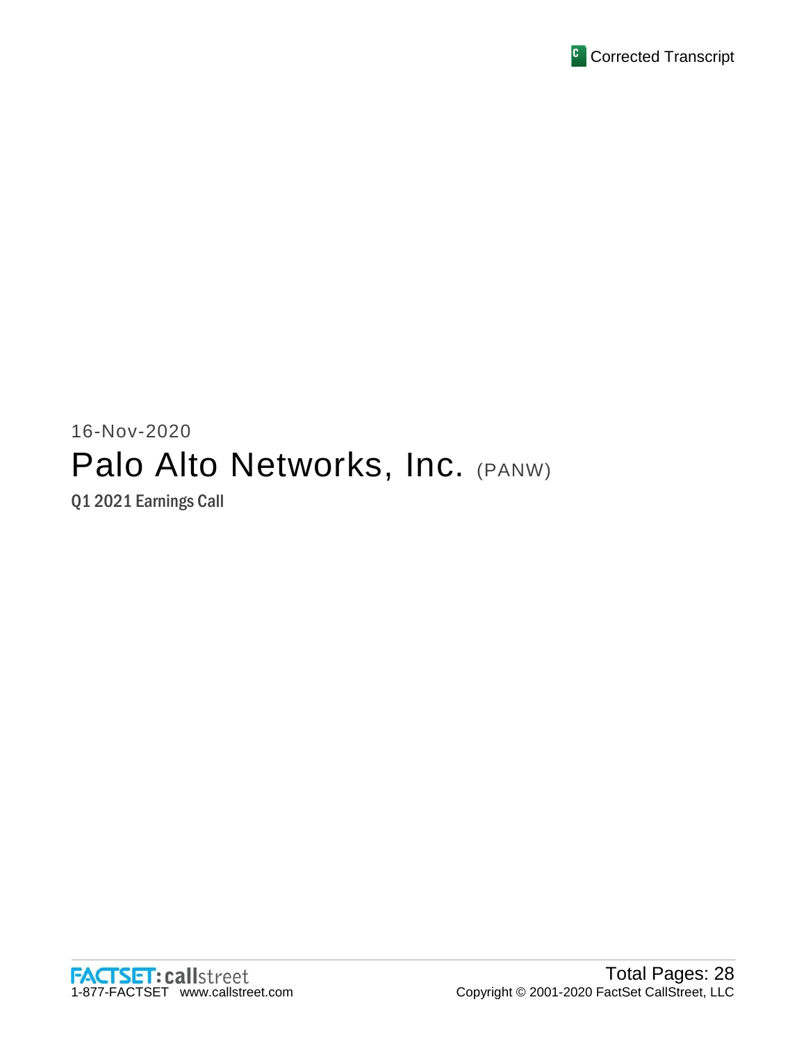Corrected Transcript

16-Nov-2020

# Palo Alto Networks, Inc. (PANW)

## Q1 2021 Earnings Call

FACTSET: callstreet
1-877-FACTSET www.callstreet.com

Total Pages: 28
Copyright © 2001-2020 FactSet CallStreet, LLC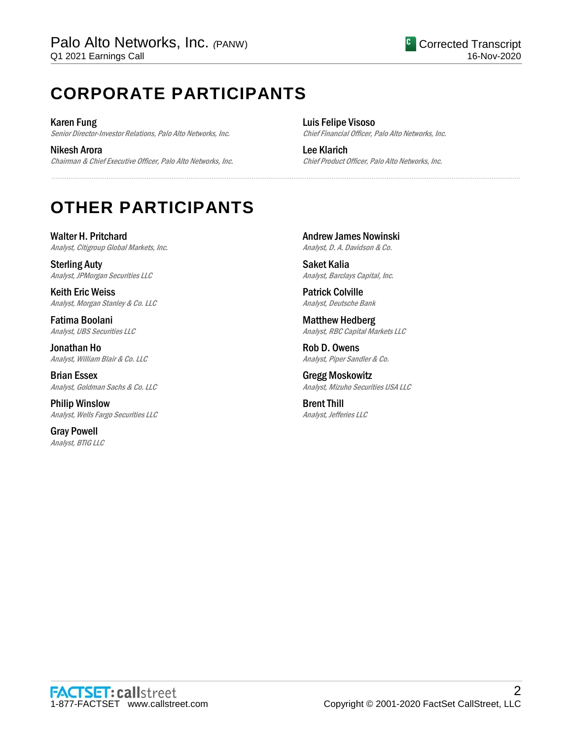# CORPORATE PARTICIPANTS

**Karen Fung**
*Senior Director-Investor Relations, Palo Alto Networks, Inc.*

**Nikesh Arora**
*Chairman & Chief Executive Officer, Palo Alto Networks, Inc.*

**Luis Felipe Visoso**
*Chief Financial Officer, Palo Alto Networks, Inc.*

**Lee Klarich**
*Chief Product Officer, Palo Alto Networks, Inc.*

# OTHER PARTICIPANTS

**Walter H. Pritchard**
*Analyst, Citigroup Global Markets, Inc.*

**Sterling Auty**
*Analyst, JPMorgan Securities LLC*

**Keith Eric Weiss**
*Analyst, Morgan Stanley & Co. LLC*

**Fatima Boolani**
*Analyst, UBS Securities LLC*

**Jonathan Ho**
*Analyst, William Blair & Co. LLC*

**Brian Essex**
*Analyst, Goldman Sachs & Co. LLC*

**Philip Winslow**
*Analyst, Wells Fargo Securities LLC*

**Gray Powell**
*Analyst, BTIG LLC*

**Andrew James Nowinski**
*Analyst, D. A. Davidson & Co.*

**Saket Kalia**
*Analyst, Barclays Capital, Inc.*

**Patrick Colville**
*Analyst, Deutsche Bank*

**Matthew Hedberg**
*Analyst, RBC Capital Markets LLC*

**Rob D. Owens**
*Analyst, Piper Sandler & Co.*

**Gregg Moskowitz**
*Analyst, Mizuho Securities USA LLC*

**Brent Thill**
*Analyst, Jefferies LLC*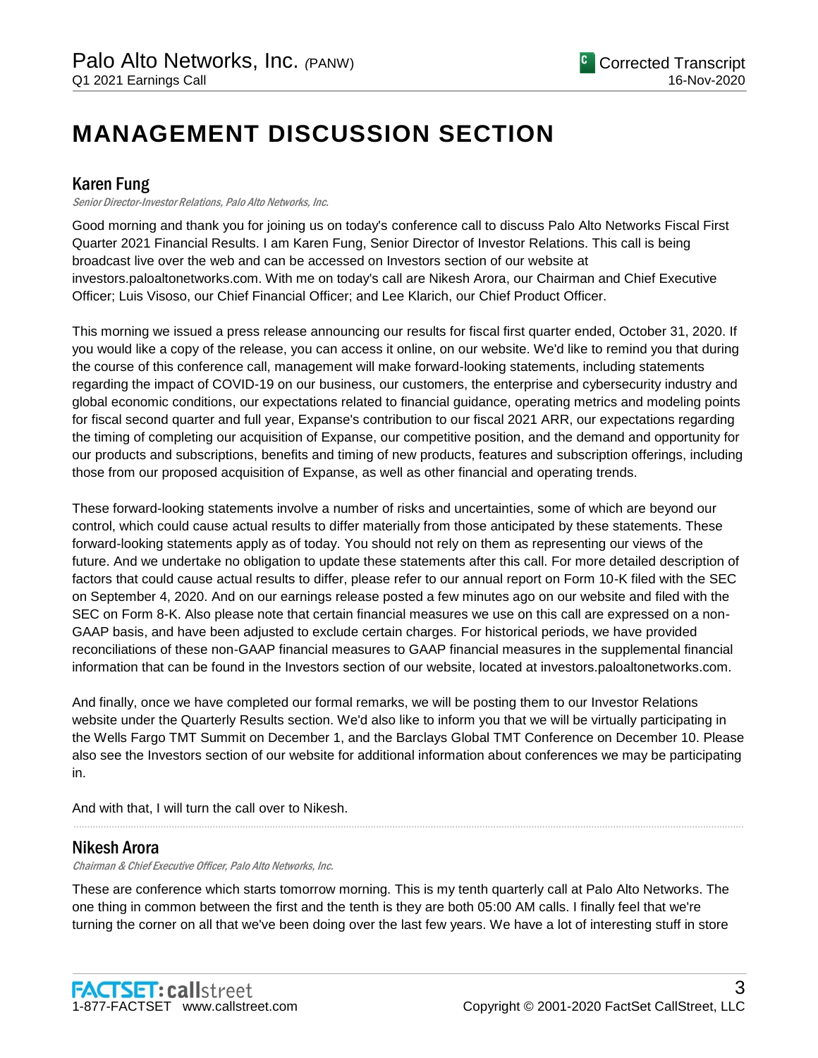# MANAGEMENT DISCUSSION SECTION

## Karen Fung

*Senior Director-Investor Relations, Palo Alto Networks, Inc.*

Good morning and thank you for joining us on today's conference call to discuss Palo Alto Networks Fiscal First Quarter 2021 Financial Results. I am Karen Fung, Senior Director of Investor Relations. This call is being broadcast live over the web and can be accessed on Investors section of our website at investors.paloaltonetworks.com. With me on today's call are Nikesh Arora, our Chairman and Chief Executive Officer; Luis Visoso, our Chief Financial Officer; and Lee Klarich, our Chief Product Officer.

This morning we issued a press release announcing our results for fiscal first quarter ended, October 31, 2020. If you would like a copy of the release, you can access it online, on our website. We'd like to remind you that during the course of this conference call, management will make forward-looking statements, including statements regarding the impact of COVID-19 on our business, our customers, the enterprise and cybersecurity industry and global economic conditions, our expectations related to financial guidance, operating metrics and modeling points for fiscal second quarter and full year, Expanse's contribution to our fiscal 2021 ARR, our expectations regarding the timing of completing our acquisition of Expanse, our competitive position, and the demand and opportunity for our products and subscriptions, benefits and timing of new products, features and subscription offerings, including those from our proposed acquisition of Expanse, as well as other financial and operating trends.

These forward-looking statements involve a number of risks and uncertainties, some of which are beyond our control, which could cause actual results to differ materially from those anticipated by these statements. These forward-looking statements apply as of today. You should not rely on them as representing our views of the future. And we undertake no obligation to update these statements after this call. For more detailed description of factors that could cause actual results to differ, please refer to our annual report on Form 10-K filed with the SEC on September 4, 2020. And on our earnings release posted a few minutes ago on our website and filed with the SEC on Form 8-K. Also please note that certain financial measures we use on this call are expressed on a non-GAAP basis, and have been adjusted to exclude certain charges. For historical periods, we have provided reconciliations of these non-GAAP financial measures to GAAP financial measures in the supplemental financial information that can be found in the Investors section of our website, located at investors.paloaltonetworks.com.

And finally, once we have completed our formal remarks, we will be posting them to our Investor Relations website under the Quarterly Results section. We'd also like to inform you that we will be virtually participating in the Wells Fargo TMT Summit on December 1, and the Barclays Global TMT Conference on December 10. Please also see the Investors section of our website for additional information about conferences we may be participating in.

And with that, I will turn the call over to Nikesh.

## Nikesh Arora

*Chairman & Chief Executive Officer, Palo Alto Networks, Inc.*

These are conference which starts tomorrow morning. This is my tenth quarterly call at Palo Alto Networks. The one thing in common between the first and the tenth is they are both 05:00 AM calls. I finally feel that we're turning the corner on all that we've been doing over the last few years. We have a lot of interesting stuff in store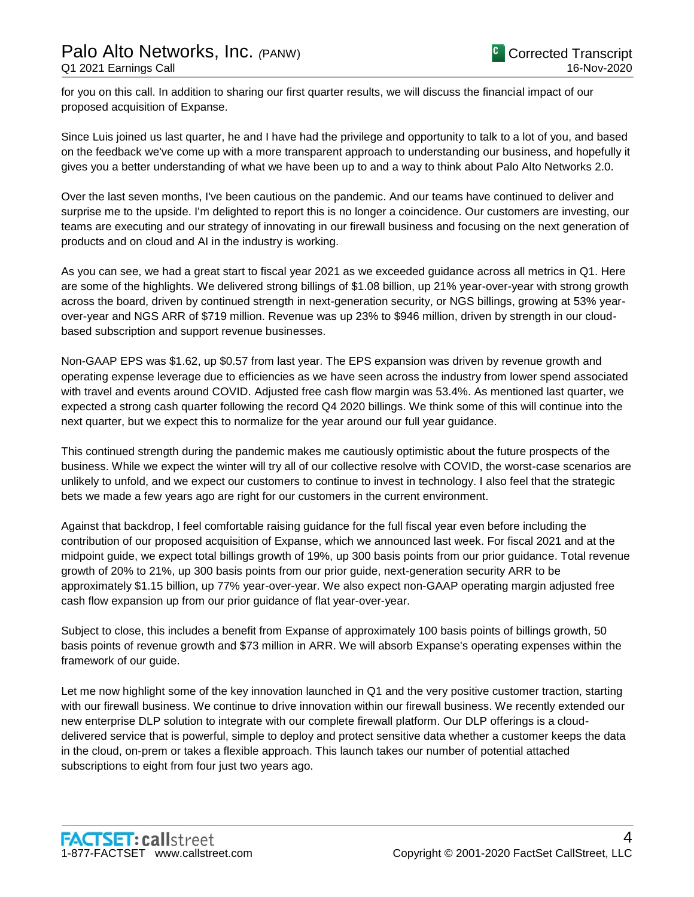for you on this call. In addition to sharing our first quarter results, we will discuss the financial impact of our proposed acquisition of Expanse.

Since Luis joined us last quarter, he and I have had the privilege and opportunity to talk to a lot of you, and based on the feedback we've come up with a more transparent approach to understanding our business, and hopefully it gives you a better understanding of what we have been up to and a way to think about Palo Alto Networks 2.0.

Over the last seven months, I've been cautious on the pandemic. And our teams have continued to deliver and surprise me to the upside. I'm delighted to report this is no longer a coincidence. Our customers are investing, our teams are executing and our strategy of innovating in our firewall business and focusing on the next generation of products and on cloud and AI in the industry is working.

As you can see, we had a great start to fiscal year 2021 as we exceeded guidance across all metrics in Q1. Here are some of the highlights. We delivered strong billings of $1.08 billion, up 21% year-over-year with strong growth across the board, driven by continued strength in next-generation security, or NGS billings, growing at 53% year-over-year and NGS ARR of $719 million. Revenue was up 23% to $946 million, driven by strength in our cloud-based subscription and support revenue businesses.

Non-GAAP EPS was $1.62, up $0.57 from last year. The EPS expansion was driven by revenue growth and operating expense leverage due to efficiencies as we have seen across the industry from lower spend associated with travel and events around COVID. Adjusted free cash flow margin was 53.4%. As mentioned last quarter, we expected a strong cash quarter following the record Q4 2020 billings. We think some of this will continue into the next quarter, but we expect this to normalize for the year around our full year guidance.

This continued strength during the pandemic makes me cautiously optimistic about the future prospects of the business. While we expect the winter will try all of our collective resolve with COVID, the worst-case scenarios are unlikely to unfold, and we expect our customers to continue to invest in technology. I also feel that the strategic bets we made a few years ago are right for our customers in the current environment.

Against that backdrop, I feel comfortable raising guidance for the full fiscal year even before including the contribution of our proposed acquisition of Expanse, which we announced last week. For fiscal 2021 and at the midpoint guide, we expect total billings growth of 19%, up 300 basis points from our prior guidance. Total revenue growth of 20% to 21%, up 300 basis points from our prior guide, next-generation security ARR to be approximately $1.15 billion, up 77% year-over-year. We also expect non-GAAP operating margin adjusted free cash flow expansion up from our prior guidance of flat year-over-year.

Subject to close, this includes a benefit from Expanse of approximately 100 basis points of billings growth, 50 basis points of revenue growth and $73 million in ARR. We will absorb Expanse's operating expenses within the framework of our guide.

Let me now highlight some of the key innovation launched in Q1 and the very positive customer traction, starting with our firewall business. We continue to drive innovation within our firewall business. We recently extended our new enterprise DLP solution to integrate with our complete firewall platform. Our DLP offerings is a cloud-delivered service that is powerful, simple to deploy and protect sensitive data whether a customer keeps the data in the cloud, on-prem or takes a flexible approach. This launch takes our number of potential attached subscriptions to eight from four just two years ago.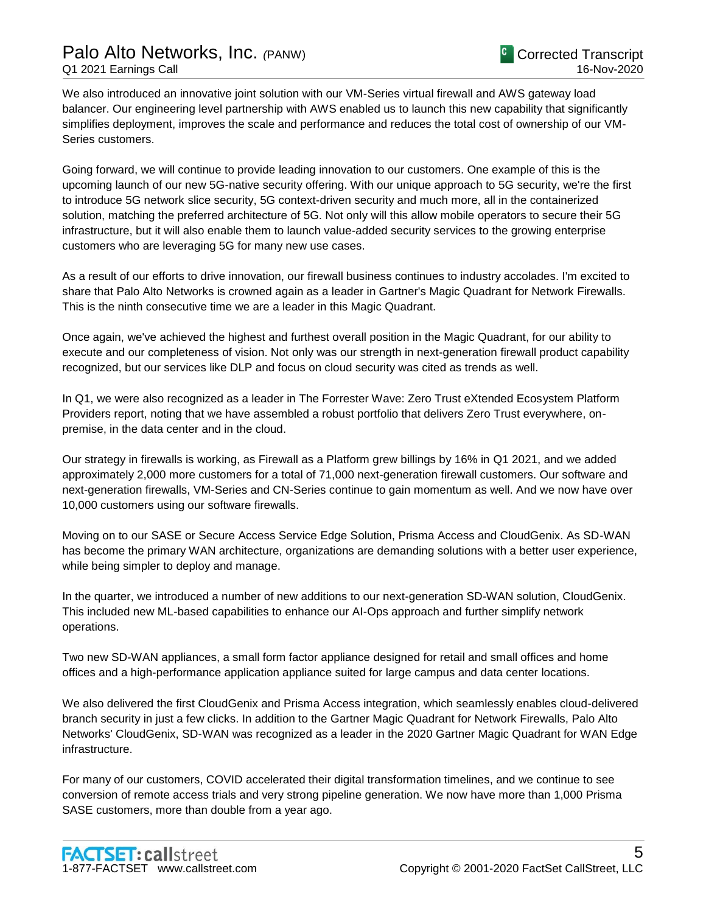We also introduced an innovative joint solution with our VM-Series virtual firewall and AWS gateway load balancer. Our engineering level partnership with AWS enabled us to launch this new capability that significantly simplifies deployment, improves the scale and performance and reduces the total cost of ownership of our VM-Series customers.

Going forward, we will continue to provide leading innovation to our customers. One example of this is the upcoming launch of our new 5G-native security offering. With our unique approach to 5G security, we're the first to introduce 5G network slice security, 5G context-driven security and much more, all in the containerized solution, matching the preferred architecture of 5G. Not only will this allow mobile operators to secure their 5G infrastructure, but it will also enable them to launch value-added security services to the growing enterprise customers who are leveraging 5G for many new use cases.

As a result of our efforts to drive innovation, our firewall business continues to industry accolades. I'm excited to share that Palo Alto Networks is crowned again as a leader in Gartner's Magic Quadrant for Network Firewalls. This is the ninth consecutive time we are a leader in this Magic Quadrant.

Once again, we've achieved the highest and furthest overall position in the Magic Quadrant, for our ability to execute and our completeness of vision. Not only was our strength in next-generation firewall product capability recognized, but our services like DLP and focus on cloud security was cited as trends as well.

In Q1, we were also recognized as a leader in The Forrester Wave: Zero Trust eXtended Ecosystem Platform Providers report, noting that we have assembled a robust portfolio that delivers Zero Trust everywhere, on-premise, in the data center and in the cloud.

Our strategy in firewalls is working, as Firewall as a Platform grew billings by 16% in Q1 2021, and we added approximately 2,000 more customers for a total of 71,000 next-generation firewall customers. Our software and next-generation firewalls, VM-Series and CN-Series continue to gain momentum as well. And we now have over 10,000 customers using our software firewalls.

Moving on to our SASE or Secure Access Service Edge Solution, Prisma Access and CloudGenix. As SD-WAN has become the primary WAN architecture, organizations are demanding solutions with a better user experience, while being simpler to deploy and manage.

In the quarter, we introduced a number of new additions to our next-generation SD-WAN solution, CloudGenix. This included new ML-based capabilities to enhance our AI-Ops approach and further simplify network operations.

Two new SD-WAN appliances, a small form factor appliance designed for retail and small offices and home offices and a high-performance application appliance suited for large campus and data center locations.

We also delivered the first CloudGenix and Prisma Access integration, which seamlessly enables cloud-delivered branch security in just a few clicks. In addition to the Gartner Magic Quadrant for Network Firewalls, Palo Alto Networks' CloudGenix, SD-WAN was recognized as a leader in the 2020 Gartner Magic Quadrant for WAN Edge infrastructure.

For many of our customers, COVID accelerated their digital transformation timelines, and we continue to see conversion of remote access trials and very strong pipeline generation. We now have more than 1,000 Prisma SASE customers, more than double from a year ago.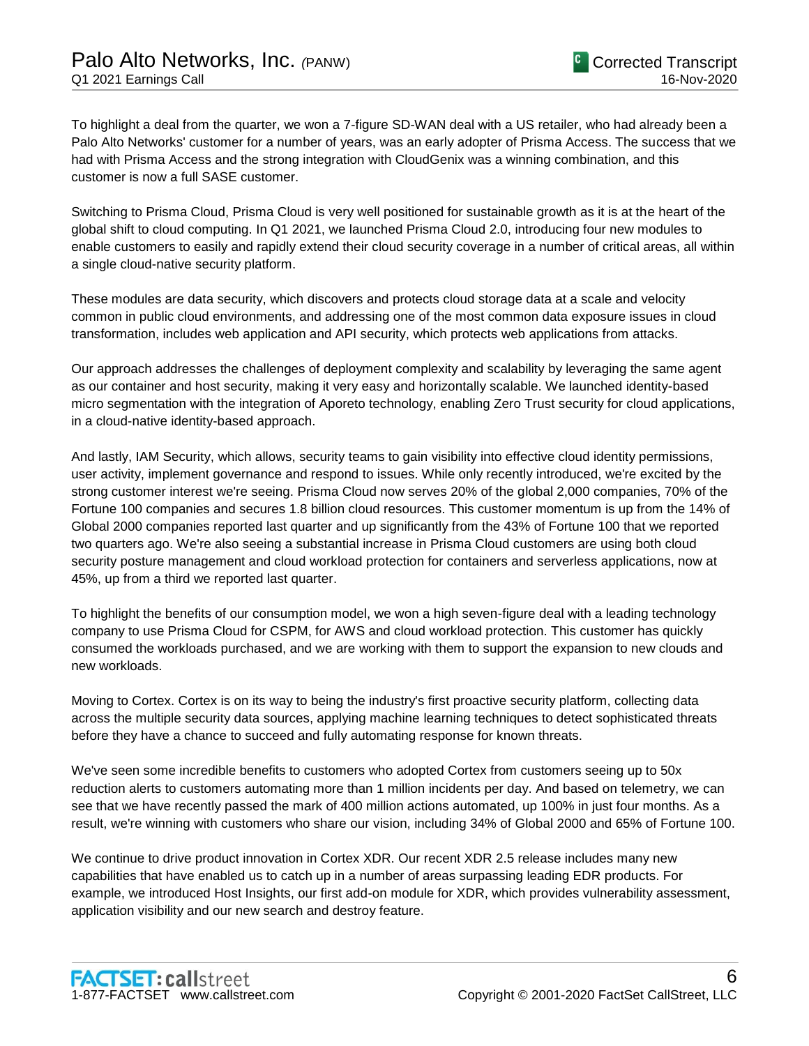To highlight a deal from the quarter, we won a 7-figure SD-WAN deal with a US retailer, who had already been a Palo Alto Networks' customer for a number of years, was an early adopter of Prisma Access. The success that we had with Prisma Access and the strong integration with CloudGenix was a winning combination, and this customer is now a full SASE customer.

Switching to Prisma Cloud, Prisma Cloud is very well positioned for sustainable growth as it is at the heart of the global shift to cloud computing. In Q1 2021, we launched Prisma Cloud 2.0, introducing four new modules to enable customers to easily and rapidly extend their cloud security coverage in a number of critical areas, all within a single cloud-native security platform.

These modules are data security, which discovers and protects cloud storage data at a scale and velocity common in public cloud environments, and addressing one of the most common data exposure issues in cloud transformation, includes web application and API security, which protects web applications from attacks.

Our approach addresses the challenges of deployment complexity and scalability by leveraging the same agent as our container and host security, making it very easy and horizontally scalable. We launched identity-based micro segmentation with the integration of Aporeto technology, enabling Zero Trust security for cloud applications, in a cloud-native identity-based approach.

And lastly, IAM Security, which allows, security teams to gain visibility into effective cloud identity permissions, user activity, implement governance and respond to issues. While only recently introduced, we're excited by the strong customer interest we're seeing. Prisma Cloud now serves 20% of the global 2,000 companies, 70% of the Fortune 100 companies and secures 1.8 billion cloud resources. This customer momentum is up from the 14% of Global 2000 companies reported last quarter and up significantly from the 43% of Fortune 100 that we reported two quarters ago. We're also seeing a substantial increase in Prisma Cloud customers are using both cloud security posture management and cloud workload protection for containers and serverless applications, now at 45%, up from a third we reported last quarter.

To highlight the benefits of our consumption model, we won a high seven-figure deal with a leading technology company to use Prisma Cloud for CSPM, for AWS and cloud workload protection. This customer has quickly consumed the workloads purchased, and we are working with them to support the expansion to new clouds and new workloads.

Moving to Cortex. Cortex is on its way to being the industry's first proactive security platform, collecting data across the multiple security data sources, applying machine learning techniques to detect sophisticated threats before they have a chance to succeed and fully automating response for known threats.

We've seen some incredible benefits to customers who adopted Cortex from customers seeing up to 50x reduction alerts to customers automating more than 1 million incidents per day. And based on telemetry, we can see that we have recently passed the mark of 400 million actions automated, up 100% in just four months. As a result, we're winning with customers who share our vision, including 34% of Global 2000 and 65% of Fortune 100.

We continue to drive product innovation in Cortex XDR. Our recent XDR 2.5 release includes many new capabilities that have enabled us to catch up in a number of areas surpassing leading EDR products. For example, we introduced Host Insights, our first add-on module for XDR, which provides vulnerability assessment, application visibility and our new search and destroy feature.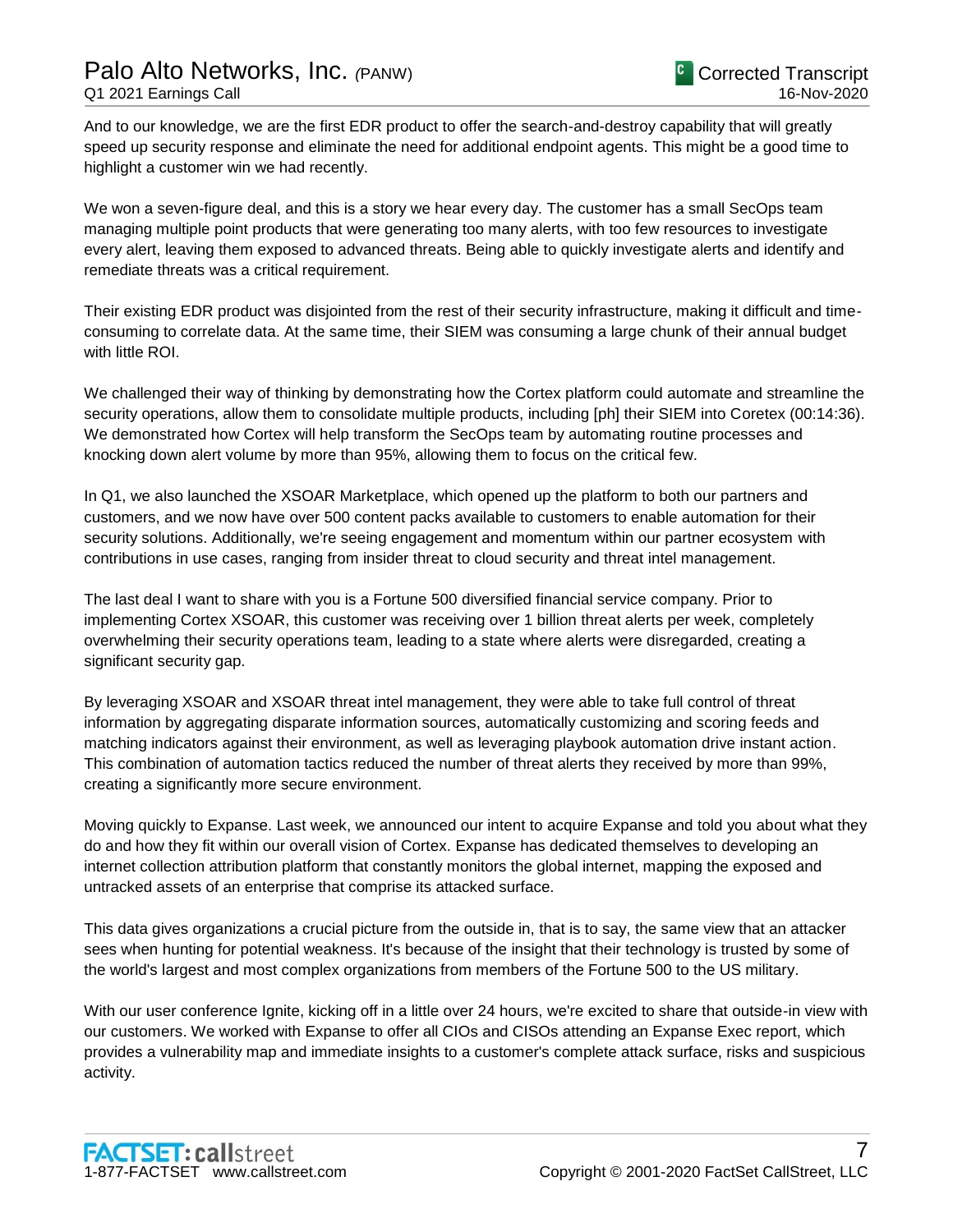And to our knowledge, we are the first EDR product to offer the search-and-destroy capability that will greatly speed up security response and eliminate the need for additional endpoint agents. This might be a good time to highlight a customer win we had recently.

We won a seven-figure deal, and this is a story we hear every day. The customer has a small SecOps team managing multiple point products that were generating too many alerts, with too few resources to investigate every alert, leaving them exposed to advanced threats. Being able to quickly investigate alerts and identify and remediate threats was a critical requirement.

Their existing EDR product was disjointed from the rest of their security infrastructure, making it difficult and time-consuming to correlate data. At the same time, their SIEM was consuming a large chunk of their annual budget with little ROI.

We challenged their way of thinking by demonstrating how the Cortex platform could automate and streamline the security operations, allow them to consolidate multiple products, including [ph] their SIEM into Coretex (00:14:36). We demonstrated how Cortex will help transform the SecOps team by automating routine processes and knocking down alert volume by more than 95%, allowing them to focus on the critical few.

In Q1, we also launched the XSOAR Marketplace, which opened up the platform to both our partners and customers, and we now have over 500 content packs available to customers to enable automation for their security solutions. Additionally, we're seeing engagement and momentum within our partner ecosystem with contributions in use cases, ranging from insider threat to cloud security and threat intel management.

The last deal I want to share with you is a Fortune 500 diversified financial service company. Prior to implementing Cortex XSOAR, this customer was receiving over 1 billion threat alerts per week, completely overwhelming their security operations team, leading to a state where alerts were disregarded, creating a significant security gap.

By leveraging XSOAR and XSOAR threat intel management, they were able to take full control of threat information by aggregating disparate information sources, automatically customizing and scoring feeds and matching indicators against their environment, as well as leveraging playbook automation drive instant action. This combination of automation tactics reduced the number of threat alerts they received by more than 99%, creating a significantly more secure environment.

Moving quickly to Expanse. Last week, we announced our intent to acquire Expanse and told you about what they do and how they fit within our overall vision of Cortex. Expanse has dedicated themselves to developing an internet collection attribution platform that constantly monitors the global internet, mapping the exposed and untracked assets of an enterprise that comprise its attacked surface.

This data gives organizations a crucial picture from the outside in, that is to say, the same view that an attacker sees when hunting for potential weakness. It's because of the insight that their technology is trusted by some of the world's largest and most complex organizations from members of the Fortune 500 to the US military.

With our user conference Ignite, kicking off in a little over 24 hours, we're excited to share that outside-in view with our customers. We worked with Expanse to offer all CIOs and CISOs attending an Expanse Exec report, which provides a vulnerability map and immediate insights to a customer's complete attack surface, risks and suspicious activity.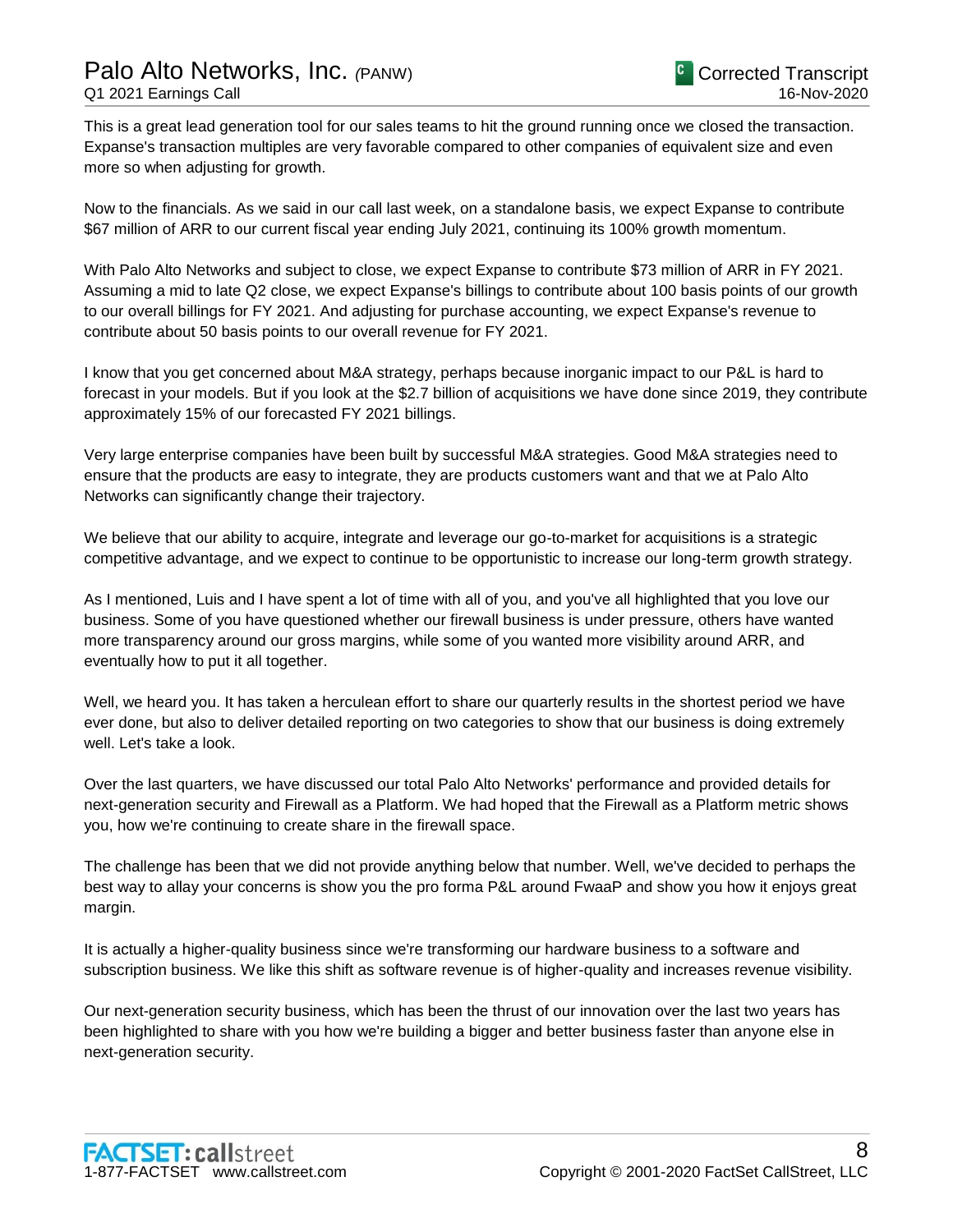This is a great lead generation tool for our sales teams to hit the ground running once we closed the transaction. Expanse's transaction multiples are very favorable compared to other companies of equivalent size and even more so when adjusting for growth.

Now to the financials. As we said in our call last week, on a standalone basis, we expect Expanse to contribute $67 million of ARR to our current fiscal year ending July 2021, continuing its 100% growth momentum.

With Palo Alto Networks and subject to close, we expect Expanse to contribute $73 million of ARR in FY 2021. Assuming a mid to late Q2 close, we expect Expanse's billings to contribute about 100 basis points of our growth to our overall billings for FY 2021. And adjusting for purchase accounting, we expect Expanse's revenue to contribute about 50 basis points to our overall revenue for FY 2021.

I know that you get concerned about M&A strategy, perhaps because inorganic impact to our P&L is hard to forecast in your models. But if you look at the $2.7 billion of acquisitions we have done since 2019, they contribute approximately 15% of our forecasted FY 2021 billings.

Very large enterprise companies have been built by successful M&A strategies. Good M&A strategies need to ensure that the products are easy to integrate, they are products customers want and that we at Palo Alto Networks can significantly change their trajectory.

We believe that our ability to acquire, integrate and leverage our go-to-market for acquisitions is a strategic competitive advantage, and we expect to continue to be opportunistic to increase our long-term growth strategy.

As I mentioned, Luis and I have spent a lot of time with all of you, and you've all highlighted that you love our business. Some of you have questioned whether our firewall business is under pressure, others have wanted more transparency around our gross margins, while some of you wanted more visibility around ARR, and eventually how to put it all together.

Well, we heard you. It has taken a herculean effort to share our quarterly results in the shortest period we have ever done, but also to deliver detailed reporting on two categories to show that our business is doing extremely well. Let's take a look.

Over the last quarters, we have discussed our total Palo Alto Networks' performance and provided details for next-generation security and Firewall as a Platform. We had hoped that the Firewall as a Platform metric shows you, how we're continuing to create share in the firewall space.

The challenge has been that we did not provide anything below that number. Well, we've decided to perhaps the best way to allay your concerns is show you the pro forma P&L around FwaaP and show you how it enjoys great margin.

It is actually a higher-quality business since we're transforming our hardware business to a software and subscription business. We like this shift as software revenue is of higher-quality and increases revenue visibility.

Our next-generation security business, which has been the thrust of our innovation over the last two years has been highlighted to share with you how we're building a bigger and better business faster than anyone else in next-generation security.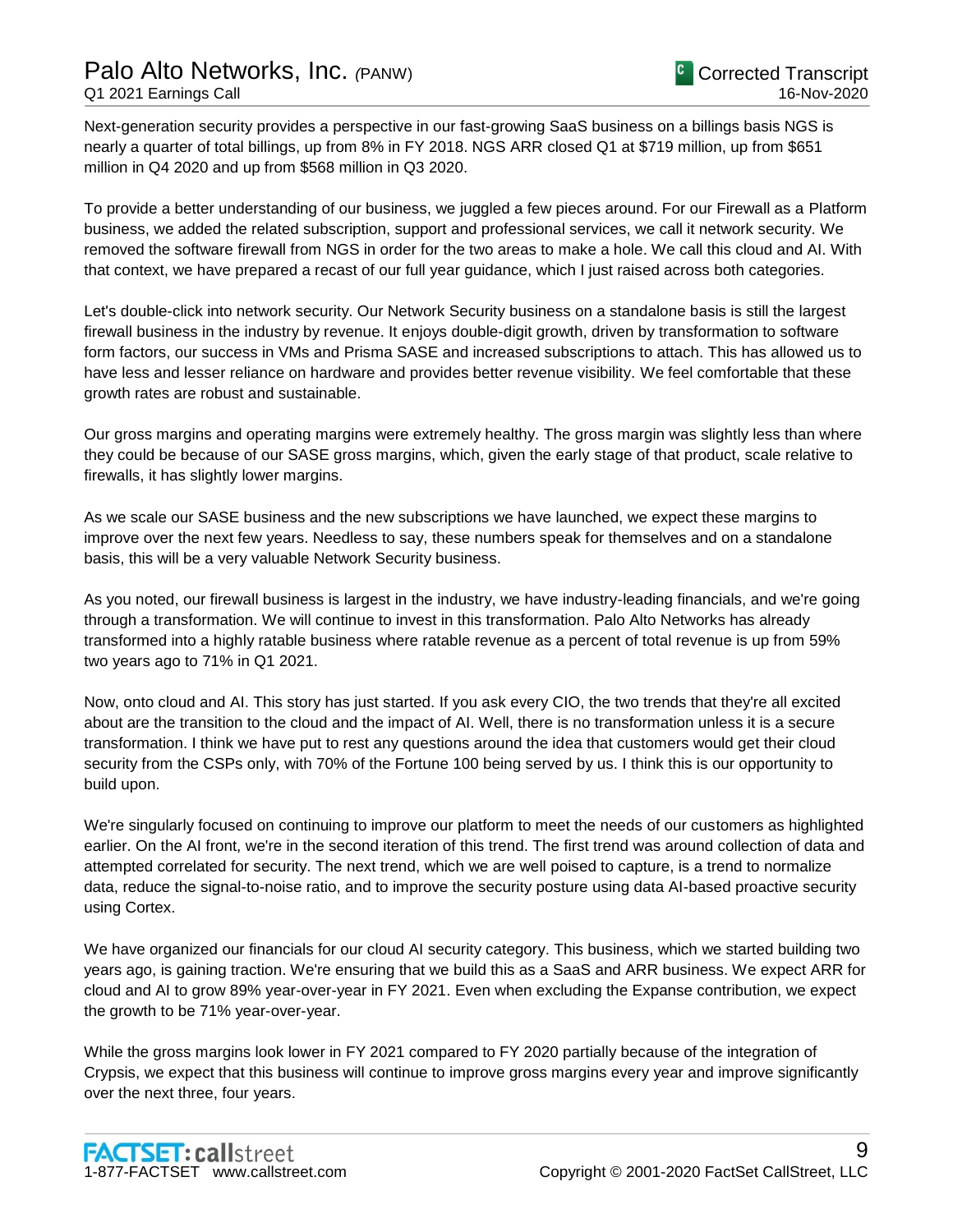Next-generation security provides a perspective in our fast-growing SaaS business on a billings basis NGS is nearly a quarter of total billings, up from 8% in FY 2018. NGS ARR closed Q1 at $719 million, up from $651 million in Q4 2020 and up from $568 million in Q3 2020.

To provide a better understanding of our business, we juggled a few pieces around. For our Firewall as a Platform business, we added the related subscription, support and professional services, we call it network security. We removed the software firewall from NGS in order for the two areas to make a hole. We call this cloud and AI. With that context, we have prepared a recast of our full year guidance, which I just raised across both categories.

Let's double-click into network security. Our Network Security business on a standalone basis is still the largest firewall business in the industry by revenue. It enjoys double-digit growth, driven by transformation to software form factors, our success in VMs and Prisma SASE and increased subscriptions to attach. This has allowed us to have less and lesser reliance on hardware and provides better revenue visibility. We feel comfortable that these growth rates are robust and sustainable.

Our gross margins and operating margins were extremely healthy. The gross margin was slightly less than where they could be because of our SASE gross margins, which, given the early stage of that product, scale relative to firewalls, it has slightly lower margins.

As we scale our SASE business and the new subscriptions we have launched, we expect these margins to improve over the next few years. Needless to say, these numbers speak for themselves and on a standalone basis, this will be a very valuable Network Security business.

As you noted, our firewall business is largest in the industry, we have industry-leading financials, and we're going through a transformation. We will continue to invest in this transformation. Palo Alto Networks has already transformed into a highly ratable business where ratable revenue as a percent of total revenue is up from 59% two years ago to 71% in Q1 2021.

Now, onto cloud and AI. This story has just started. If you ask every CIO, the two trends that they're all excited about are the transition to the cloud and the impact of AI. Well, there is no transformation unless it is a secure transformation. I think we have put to rest any questions around the idea that customers would get their cloud security from the CSPs only, with 70% of the Fortune 100 being served by us. I think this is our opportunity to build upon.

We're singularly focused on continuing to improve our platform to meet the needs of our customers as highlighted earlier. On the AI front, we're in the second iteration of this trend. The first trend was around collection of data and attempted correlated for security. The next trend, which we are well poised to capture, is a trend to normalize data, reduce the signal-to-noise ratio, and to improve the security posture using data AI-based proactive security using Cortex.

We have organized our financials for our cloud AI security category. This business, which we started building two years ago, is gaining traction. We're ensuring that we build this as a SaaS and ARR business. We expect ARR for cloud and AI to grow 89% year-over-year in FY 2021. Even when excluding the Expanse contribution, we expect the growth to be 71% year-over-year.

While the gross margins look lower in FY 2021 compared to FY 2020 partially because of the integration of Crypsis, we expect that this business will continue to improve gross margins every year and improve significantly over the next three, four years.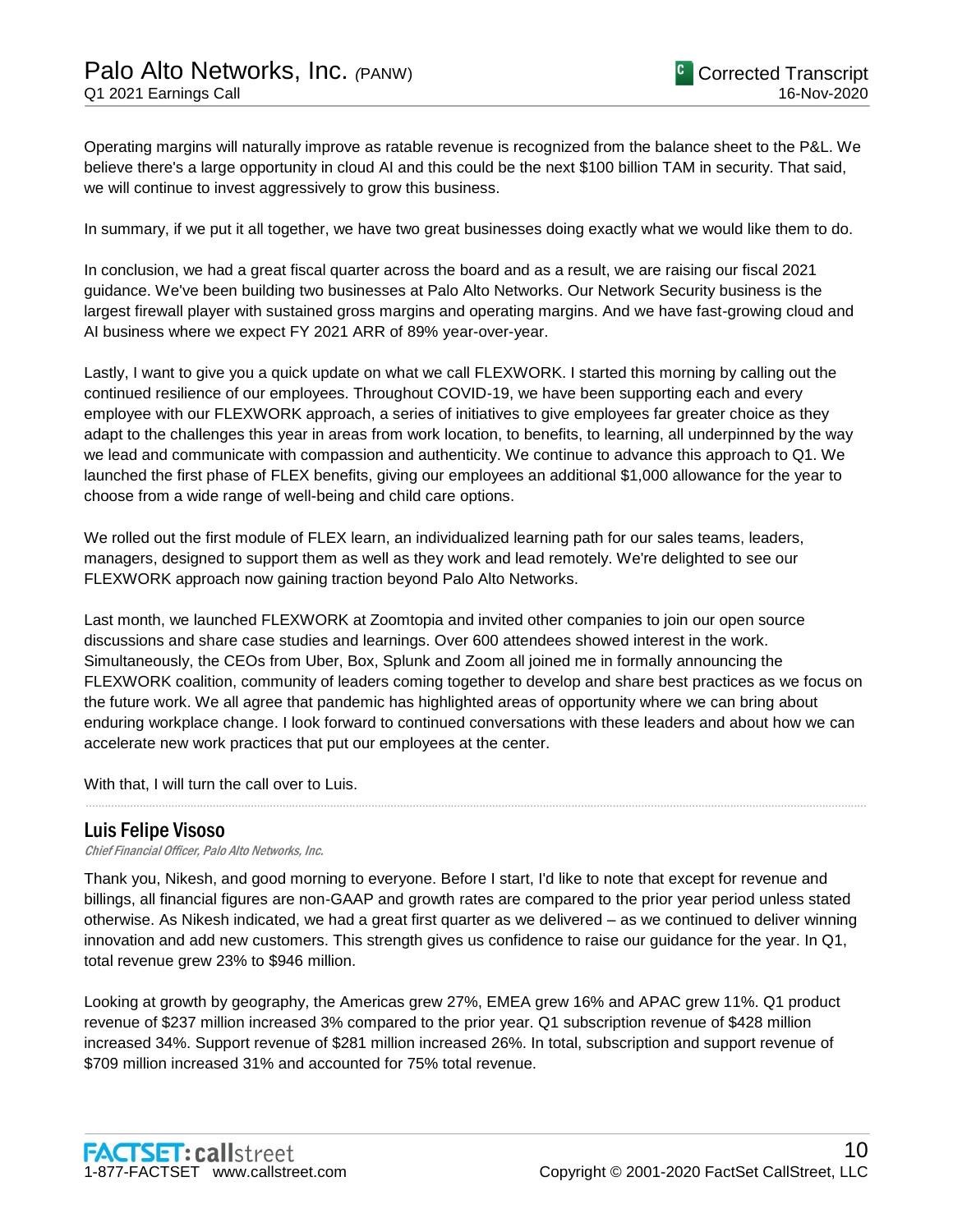Operating margins will naturally improve as ratable revenue is recognized from the balance sheet to the P&L. We believe there's a large opportunity in cloud AI and this could be the next $100 billion TAM in security. That said, we will continue to invest aggressively to grow this business.

In summary, if we put it all together, we have two great businesses doing exactly what we would like them to do.

In conclusion, we had a great fiscal quarter across the board and as a result, we are raising our fiscal 2021 guidance. We've been building two businesses at Palo Alto Networks. Our Network Security business is the largest firewall player with sustained gross margins and operating margins. And we have fast-growing cloud and AI business where we expect FY 2021 ARR of 89% year-over-year.

Lastly, I want to give you a quick update on what we call FLEXWORK. I started this morning by calling out the continued resilience of our employees. Throughout COVID-19, we have been supporting each and every employee with our FLEXWORK approach, a series of initiatives to give employees far greater choice as they adapt to the challenges this year in areas from work location, to benefits, to learning, all underpinned by the way we lead and communicate with compassion and authenticity. We continue to advance this approach to Q1. We launched the first phase of FLEX benefits, giving our employees an additional $1,000 allowance for the year to choose from a wide range of well-being and child care options.

We rolled out the first module of FLEX learn, an individualized learning path for our sales teams, leaders, managers, designed to support them as well as they work and lead remotely. We're delighted to see our FLEXWORK approach now gaining traction beyond Palo Alto Networks.

Last month, we launched FLEXWORK at Zoomtopia and invited other companies to join our open source discussions and share case studies and learnings. Over 600 attendees showed interest in the work. Simultaneously, the CEOs from Uber, Box, Splunk and Zoom all joined me in formally announcing the FLEXWORK coalition, community of leaders coming together to develop and share best practices as we focus on the future work. We all agree that pandemic has highlighted areas of opportunity where we can bring about enduring workplace change. I look forward to continued conversations with these leaders and about how we can accelerate new work practices that put our employees at the center.

With that, I will turn the call over to Luis.

---

## Luis Felipe Visoso

*Chief Financial Officer, Palo Alto Networks, Inc.*

Thank you, Nikesh, and good morning to everyone. Before I start, I'd like to note that except for revenue and billings, all financial figures are non-GAAP and growth rates are compared to the prior year period unless stated otherwise. As Nikesh indicated, we had a great first quarter as we delivered – as we continued to deliver winning innovation and add new customers. This strength gives us confidence to raise our guidance for the year. In Q1, total revenue grew 23% to $946 million.

Looking at growth by geography, the Americas grew 27%, EMEA grew 16% and APAC grew 11%. Q1 product revenue of $237 million increased 3% compared to the prior year. Q1 subscription revenue of $428 million increased 34%. Support revenue of $281 million increased 26%. In total, subscription and support revenue of $709 million increased 31% and accounted for 75% total revenue.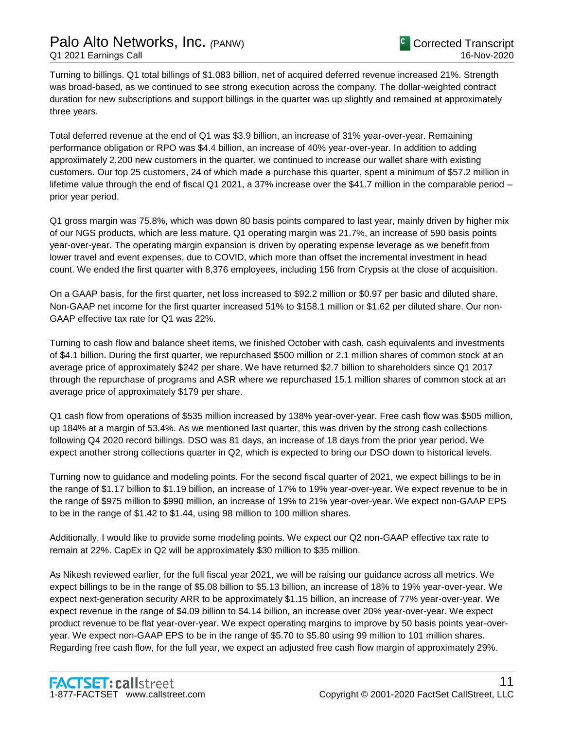Turning to billings. Q1 total billings of $1.083 billion, net of acquired deferred revenue increased 21%. Strength was broad-based, as we continued to see strong execution across the company. The dollar-weighted contract duration for new subscriptions and support billings in the quarter was up slightly and remained at approximately three years.

Total deferred revenue at the end of Q1 was $3.9 billion, an increase of 31% year-over-year. Remaining performance obligation or RPO was $4.4 billion, an increase of 40% year-over-year. In addition to adding approximately 2,200 new customers in the quarter, we continued to increase our wallet share with existing customers. Our top 25 customers, 24 of which made a purchase this quarter, spent a minimum of $57.2 million in lifetime value through the end of fiscal Q1 2021, a 37% increase over the $41.7 million in the comparable period – prior year period.

Q1 gross margin was 75.8%, which was down 80 basis points compared to last year, mainly driven by higher mix of our NGS products, which are less mature. Q1 operating margin was 21.7%, an increase of 590 basis points year-over-year. The operating margin expansion is driven by operating expense leverage as we benefit from lower travel and event expenses, due to COVID, which more than offset the incremental investment in head count. We ended the first quarter with 8,376 employees, including 156 from Crypsis at the close of acquisition.

On a GAAP basis, for the first quarter, net loss increased to $92.2 million or $0.97 per basic and diluted share. Non-GAAP net income for the first quarter increased 51% to $158.1 million or $1.62 per diluted share. Our non-GAAP effective tax rate for Q1 was 22%.

Turning to cash flow and balance sheet items, we finished October with cash, cash equivalents and investments of $4.1 billion. During the first quarter, we repurchased $500 million or 2.1 million shares of common stock at an average price of approximately $242 per share. We have returned $2.7 billion to shareholders since Q1 2017 through the repurchase of programs and ASR where we repurchased 15.1 million shares of common stock at an average price of approximately $179 per share.

Q1 cash flow from operations of $535 million increased by 138% year-over-year. Free cash flow was $505 million, up 184% at a margin of 53.4%. As we mentioned last quarter, this was driven by the strong cash collections following Q4 2020 record billings. DSO was 81 days, an increase of 18 days from the prior year period. We expect another strong collections quarter in Q2, which is expected to bring our DSO down to historical levels.

Turning now to guidance and modeling points. For the second fiscal quarter of 2021, we expect billings to be in the range of $1.17 billion to $1.19 billion, an increase of 17% to 19% year-over-year. We expect revenue to be in the range of $975 million to $990 million, an increase of 19% to 21% year-over-year. We expect non-GAAP EPS to be in the range of $1.42 to $1.44, using 98 million to 100 million shares.

Additionally, I would like to provide some modeling points. We expect our Q2 non-GAAP effective tax rate to remain at 22%. CapEx in Q2 will be approximately $30 million to $35 million.

As Nikesh reviewed earlier, for the full fiscal year 2021, we will be raising our guidance across all metrics. We expect billings to be in the range of $5.08 billion to $5.13 billion, an increase of 18% to 19% year-over-year. We expect next-generation security ARR to be approximately $1.15 billion, an increase of 77% year-over-year. We expect revenue in the range of $4.09 billion to $4.14 billion, an increase over 20% year-over-year. We expect product revenue to be flat year-over-year. We expect operating margins to improve by 50 basis points year-over-year. We expect non-GAAP EPS to be in the range of $5.70 to $5.80 using 99 million to 101 million shares. Regarding free cash flow, for the full year, we expect an adjusted free cash flow margin of approximately 29%.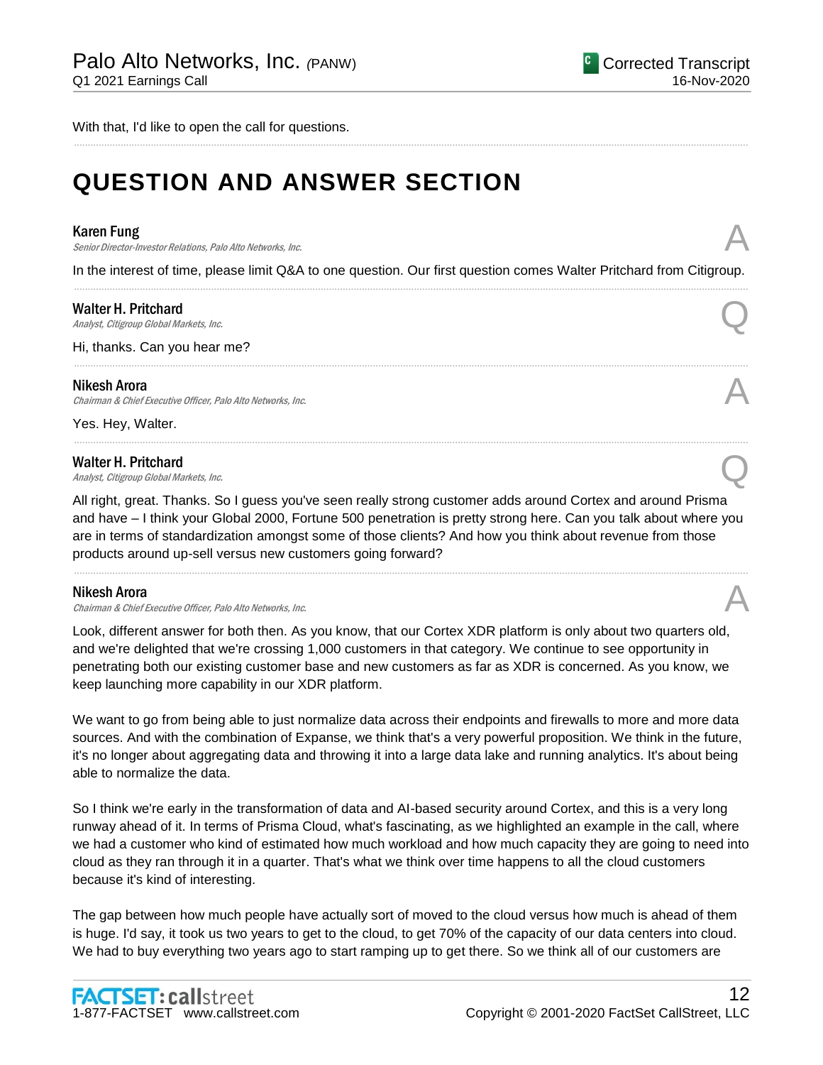With that, I'd like to open the call for questions.

# QUESTION AND ANSWER SECTION

**Karen Fung**
*Senior Director-Investor Relations, Palo Alto Networks, Inc.*

A

In the interest of time, please limit Q&A to one question. Our first question comes Walter Pritchard from Citigroup.

**Walter H. Pritchard**
*Analyst, Citigroup Global Markets, Inc.*

Q

Hi, thanks. Can you hear me?

**Nikesh Arora**
*Chairman & Chief Executive Officer, Palo Alto Networks, Inc.*

A

Yes. Hey, Walter.

**Walter H. Pritchard**
*Analyst, Citigroup Global Markets, Inc.*

Q

All right, great. Thanks. So I guess you've seen really strong customer adds around Cortex and around Prisma and have – I think your Global 2000, Fortune 500 penetration is pretty strong here. Can you talk about where you are in terms of standardization amongst some of those clients? And how you think about revenue from those products around up-sell versus new customers going forward?

**Nikesh Arora**
*Chairman & Chief Executive Officer, Palo Alto Networks, Inc.*

A

Look, different answer for both then. As you know, that our Cortex XDR platform is only about two quarters old, and we're delighted that we're crossing 1,000 customers in that category. We continue to see opportunity in penetrating both our existing customer base and new customers as far as XDR is concerned. As you know, we keep launching more capability in our XDR platform.

We want to go from being able to just normalize data across their endpoints and firewalls to more and more data sources. And with the combination of Expanse, we think that's a very powerful proposition. We think in the future, it's no longer about aggregating data and throwing it into a large data lake and running analytics. It's about being able to normalize the data.

So I think we're early in the transformation of data and AI-based security around Cortex, and this is a very long runway ahead of it. In terms of Prisma Cloud, what's fascinating, as we highlighted an example in the call, where we had a customer who kind of estimated how much workload and how much capacity they are going to need into cloud as they ran through it in a quarter. That's what we think over time happens to all the cloud customers because it's kind of interesting.

The gap between how much people have actually sort of moved to the cloud versus how much is ahead of them is huge. I'd say, it took us two years to get to the cloud, to get 70% of the capacity of our data centers into cloud. We had to buy everything two years ago to start ramping up to get there. So we think all of our customers are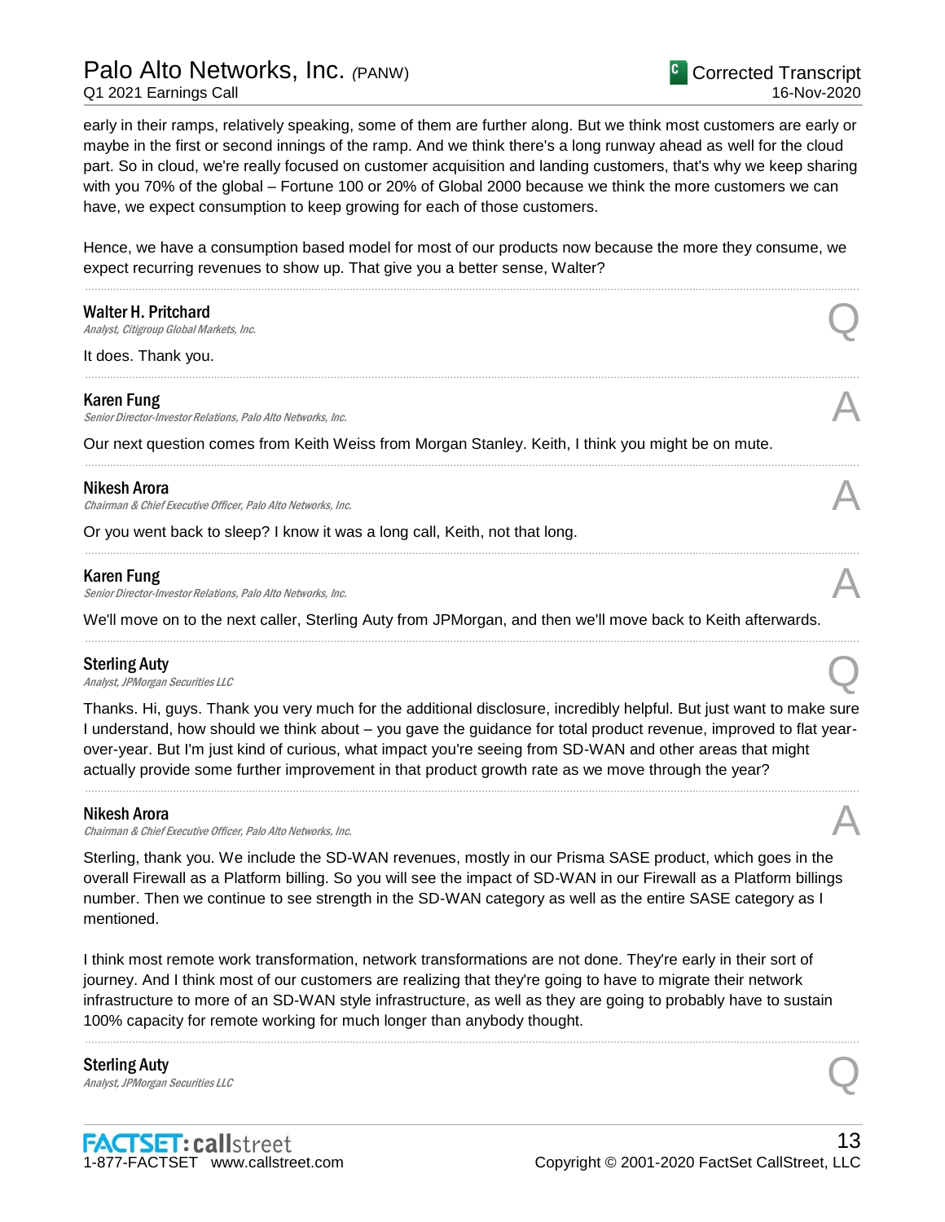early in their ramps, relatively speaking, some of them are further along. But we think most customers are early or maybe in the first or second innings of the ramp. And we think there's a long runway ahead as well for the cloud part. So in cloud, we're really focused on customer acquisition and landing customers, that's why we keep sharing with you 70% of the global – Fortune 100 or 20% of Global 2000 because we think the more customers we can have, we expect consumption to keep growing for each of those customers.

Hence, we have a consumption based model for most of our products now because the more they consume, we expect recurring revenues to show up. That give you a better sense, Walter?

---

**Walter H. Pritchard**
*Analyst, Citigroup Global Markets, Inc.* **Q**

It does. Thank you.

---

**Karen Fung**
*Senior Director-Investor Relations, Palo Alto Networks, Inc.* **A**

Our next question comes from Keith Weiss from Morgan Stanley. Keith, I think you might be on mute.

---

**Nikesh Arora**
*Chairman & Chief Executive Officer, Palo Alto Networks, Inc.* **A**

Or you went back to sleep? I know it was a long call, Keith, not that long.

---

**Karen Fung**
*Senior Director-Investor Relations, Palo Alto Networks, Inc.* **A**

We'll move on to the next caller, Sterling Auty from JPMorgan, and then we'll move back to Keith afterwards.

---

**Sterling Auty**
*Analyst, JPMorgan Securities LLC* **Q**

Thanks. Hi, guys. Thank you very much for the additional disclosure, incredibly helpful. But just want to make sure I understand, how should we think about – you gave the guidance for total product revenue, improved to flat year-over-year. But I'm just kind of curious, what impact you're seeing from SD-WAN and other areas that might actually provide some further improvement in that product growth rate as we move through the year?

---

**Nikesh Arora**
*Chairman & Chief Executive Officer, Palo Alto Networks, Inc.* **A**

Sterling, thank you. We include the SD-WAN revenues, mostly in our Prisma SASE product, which goes in the overall Firewall as a Platform billing. So you will see the impact of SD-WAN in our Firewall as a Platform billings number. Then we continue to see strength in the SD-WAN category as well as the entire SASE category as I mentioned.

I think most remote work transformation, network transformations are not done. They're early in their sort of journey. And I think most of our customers are realizing that they're going to have to migrate their network infrastructure to more of an SD-WAN style infrastructure, as well as they are going to probably have to sustain 100% capacity for remote working for much longer than anybody thought.

---

**Sterling Auty**
*Analyst, JPMorgan Securities LLC* **Q**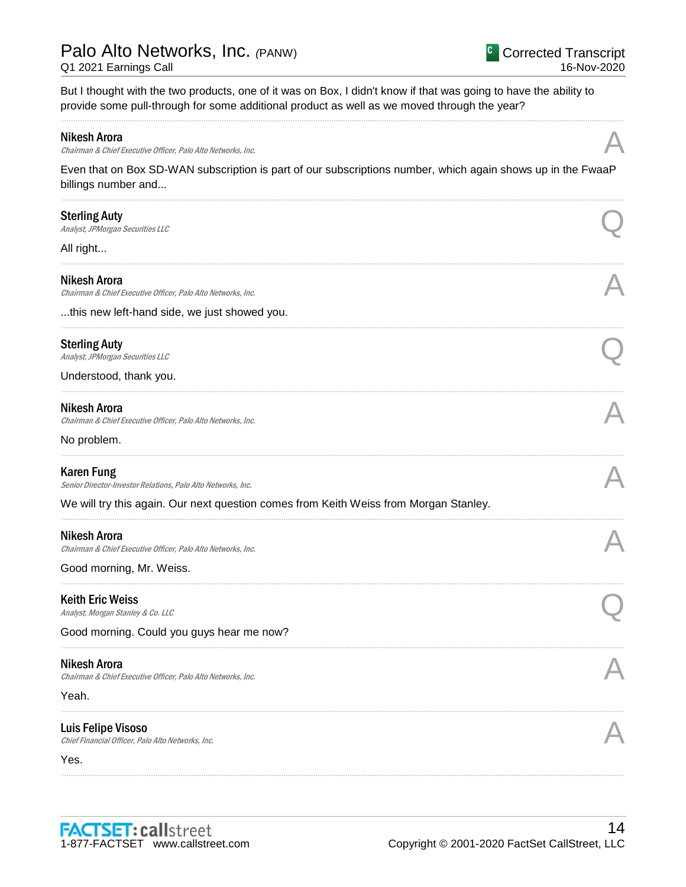But I thought with the two products, one of it was on Box, I didn't know if that was going to have the ability to provide some pull-through for some additional product as well as we moved through the year?

---

**Nikesh Arora**
*Chairman & Chief Executive Officer, Palo Alto Networks, Inc.* **A**

Even that on Box SD-WAN subscription is part of our subscriptions number, which again shows up in the FwaaP billings number and...

---

**Sterling Auty**
*Analyst, JPMorgan Securities LLC* **Q**

All right...

---

**Nikesh Arora**
*Chairman & Chief Executive Officer, Palo Alto Networks, Inc.* **A**

...this new left-hand side, we just showed you.

---

**Sterling Auty**
*Analyst, JPMorgan Securities LLC* **Q**

Understood, thank you.

---

**Nikesh Arora**
*Chairman & Chief Executive Officer, Palo Alto Networks, Inc.* **A**

No problem.

---

**Karen Fung**
*Senior Director-Investor Relations, Palo Alto Networks, Inc.* **A**

We will try this again. Our next question comes from Keith Weiss from Morgan Stanley.

---

**Nikesh Arora**
*Chairman & Chief Executive Officer, Palo Alto Networks, Inc.* **A**

Good morning, Mr. Weiss.

---

**Keith Eric Weiss**
*Analyst, Morgan Stanley & Co. LLC* **Q**

Good morning. Could you guys hear me now?

---

**Nikesh Arora**
*Chairman & Chief Executive Officer, Palo Alto Networks, Inc.* **A**

Yeah.

---

**Luis Felipe Visoso**
*Chief Financial Officer, Palo Alto Networks, Inc.* **A**

Yes.

---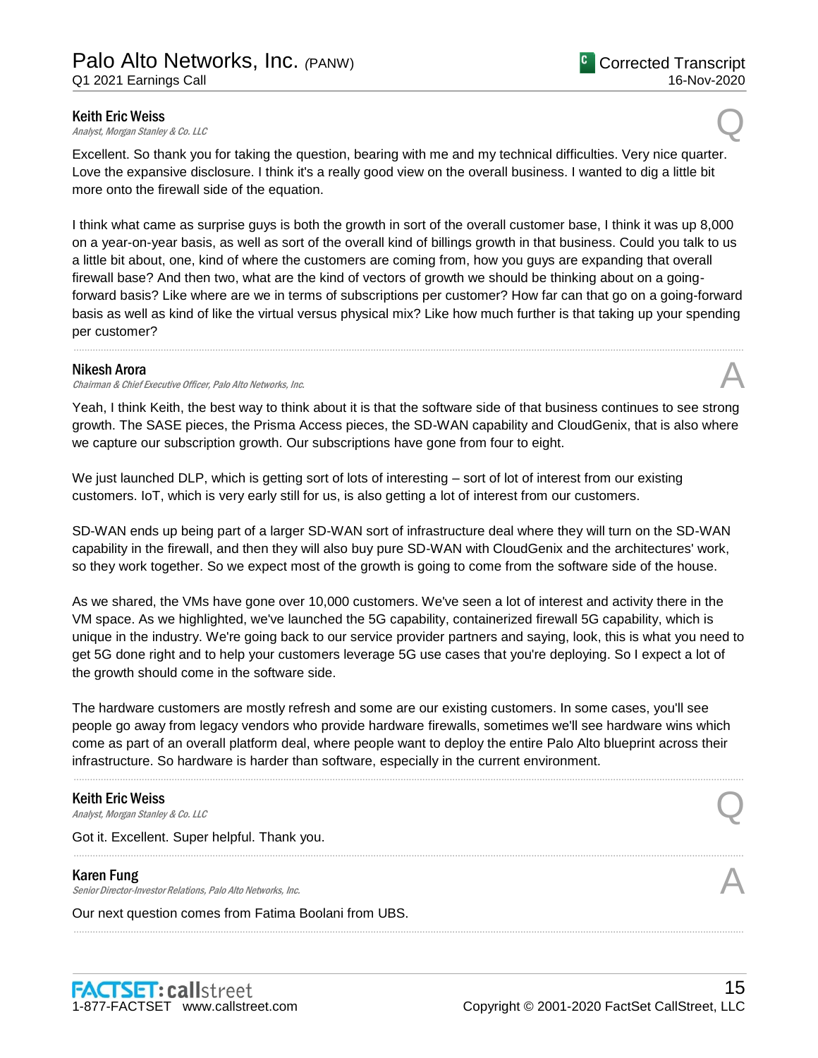**Keith Eric Weiss**
*Analyst, Morgan Stanley & Co. LLC* Q

Excellent. So thank you for taking the question, bearing with me and my technical difficulties. Very nice quarter. Love the expansive disclosure. I think it's a really good view on the overall business. I wanted to dig a little bit more onto the firewall side of the equation.

I think what came as surprise guys is both the growth in sort of the overall customer base, I think it was up 8,000 on a year-on-year basis, as well as sort of the overall kind of billings growth in that business. Could you talk to us a little bit about, one, kind of where the customers are coming from, how you guys are expanding that overall firewall base? And then two, what are the kind of vectors of growth we should be thinking about on a going-forward basis? Like where are we in terms of subscriptions per customer? How far can that go on a going-forward basis as well as kind of like the virtual versus physical mix? Like how much further is that taking up your spending per customer?

---

**Nikesh Arora**
*Chairman & Chief Executive Officer, Palo Alto Networks, Inc.* A

Yeah, I think Keith, the best way to think about it is that the software side of that business continues to see strong growth. The SASE pieces, the Prisma Access pieces, the SD-WAN capability and CloudGenix, that is also where we capture our subscription growth. Our subscriptions have gone from four to eight.

We just launched DLP, which is getting sort of lots of interesting – sort of lot of interest from our existing customers. IoT, which is very early still for us, is also getting a lot of interest from our customers.

SD-WAN ends up being part of a larger SD-WAN sort of infrastructure deal where they will turn on the SD-WAN capability in the firewall, and then they will also buy pure SD-WAN with CloudGenix and the architectures' work, so they work together. So we expect most of the growth is going to come from the software side of the house.

As we shared, the VMs have gone over 10,000 customers. We've seen a lot of interest and activity there in the VM space. As we highlighted, we've launched the 5G capability, containerized firewall 5G capability, which is unique in the industry. We're going back to our service provider partners and saying, look, this is what you need to get 5G done right and to help your customers leverage 5G use cases that you're deploying. So I expect a lot of the growth should come in the software side.

The hardware customers are mostly refresh and some are our existing customers. In some cases, you'll see people go away from legacy vendors who provide hardware firewalls, sometimes we'll see hardware wins which come as part of an overall platform deal, where people want to deploy the entire Palo Alto blueprint across their infrastructure. So hardware is harder than software, especially in the current environment.

---

**Keith Eric Weiss**
*Analyst, Morgan Stanley & Co. LLC* Q

Got it. Excellent. Super helpful. Thank you.

---

**Karen Fung**
*Senior Director-Investor Relations, Palo Alto Networks, Inc.* A

Our next question comes from Fatima Boolani from UBS.

---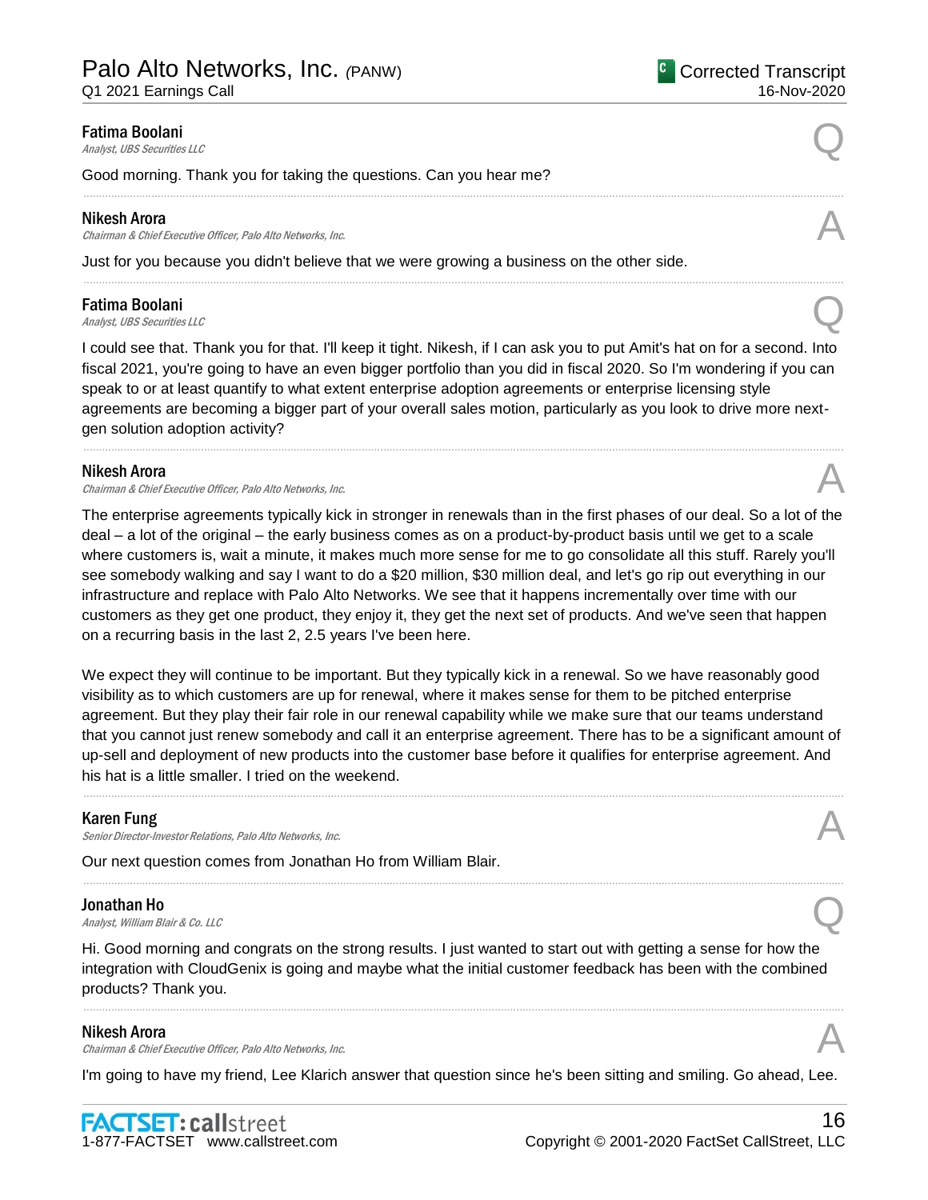**Fatima Boolani**
*Analyst, UBS Securities LLC*

Q

Good morning. Thank you for taking the questions. Can you hear me?

---

**Nikesh Arora**
*Chairman & Chief Executive Officer, Palo Alto Networks, Inc.*

A

Just for you because you didn't believe that we were growing a business on the other side.

---

**Fatima Boolani**
*Analyst, UBS Securities LLC*

Q

I could see that. Thank you for that. I'll keep it tight. Nikesh, if I can ask you to put Amit's hat on for a second. Into fiscal 2021, you're going to have an even bigger portfolio than you did in fiscal 2020. So I'm wondering if you can speak to or at least quantify to what extent enterprise adoption agreements or enterprise licensing style agreements are becoming a bigger part of your overall sales motion, particularly as you look to drive more next-gen solution adoption activity?

---

**Nikesh Arora**
*Chairman & Chief Executive Officer, Palo Alto Networks, Inc.*

A

The enterprise agreements typically kick in stronger in renewals than in the first phases of our deal. So a lot of the deal – a lot of the original – the early business comes as on a product-by-product basis until we get to a scale where customers is, wait a minute, it makes much more sense for me to go consolidate all this stuff. Rarely you'll see somebody walking and say I want to do a $20 million, $30 million deal, and let's go rip out everything in our infrastructure and replace with Palo Alto Networks. We see that it happens incrementally over time with our customers as they get one product, they enjoy it, they get the next set of products. And we've seen that happen on a recurring basis in the last 2, 2.5 years I've been here.

We expect they will continue to be important. But they typically kick in a renewal. So we have reasonably good visibility as to which customers are up for renewal, where it makes sense for them to be pitched enterprise agreement. But they play their fair role in our renewal capability while we make sure that our teams understand that you cannot just renew somebody and call it an enterprise agreement. There has to be a significant amount of up-sell and deployment of new products into the customer base before it qualifies for enterprise agreement. And his hat is a little smaller. I tried on the weekend.

---

**Karen Fung**
*Senior Director-Investor Relations, Palo Alto Networks, Inc.*

A

Our next question comes from Jonathan Ho from William Blair.

---

**Jonathan Ho**
*Analyst, William Blair & Co. LLC*

Q

Hi. Good morning and congrats on the strong results. I just wanted to start out with getting a sense for how the integration with CloudGenix is going and maybe what the initial customer feedback has been with the combined products? Thank you.

---

**Nikesh Arora**
*Chairman & Chief Executive Officer, Palo Alto Networks, Inc.*

A

I'm going to have my friend, Lee Klarich answer that question since he's been sitting and smiling. Go ahead, Lee.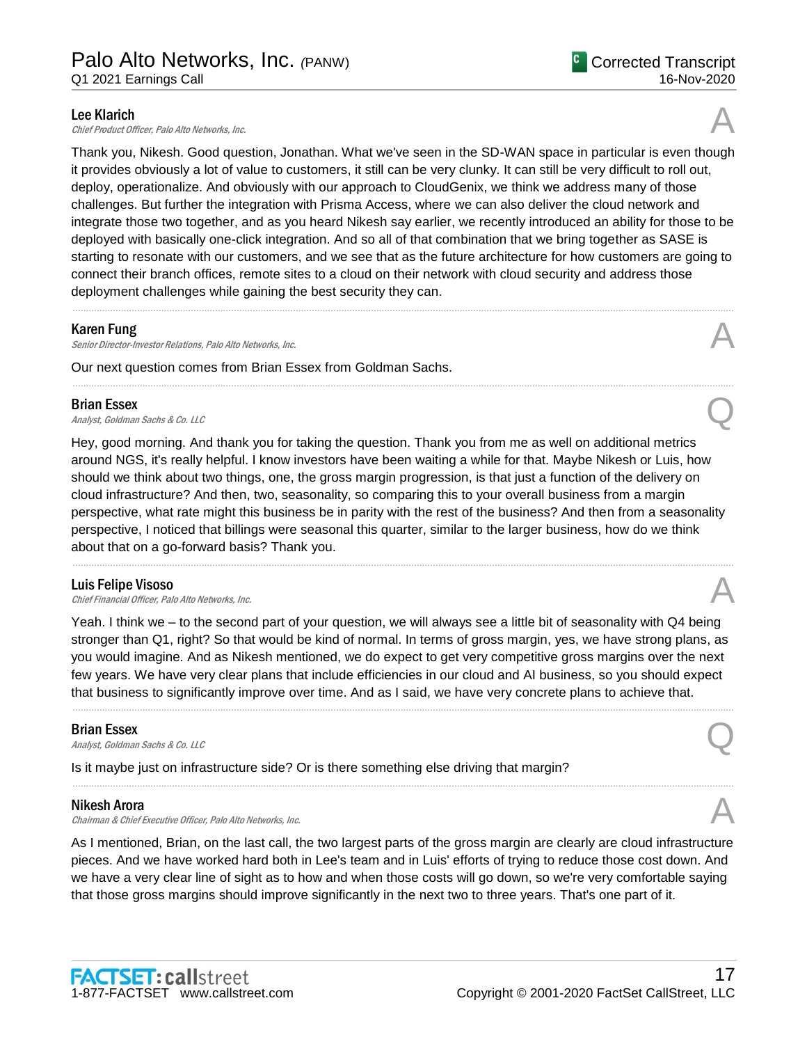**Lee Klarich**
*Chief Product Officer, Palo Alto Networks, Inc.*

A

Thank you, Nikesh. Good question, Jonathan. What we've seen in the SD-WAN space in particular is even though it provides obviously a lot of value to customers, it still can be very clunky. It can still be very difficult to roll out, deploy, operationalize. And obviously with our approach to CloudGenix, we think we address many of those challenges. But further the integration with Prisma Access, where we can also deliver the cloud network and integrate those two together, and as you heard Nikesh say earlier, we recently introduced an ability for those to be deployed with basically one-click integration. And so all of that combination that we bring together as SASE is starting to resonate with our customers, and we see that as the future architecture for how customers are going to connect their branch offices, remote sites to a cloud on their network with cloud security and address those deployment challenges while gaining the best security they can.

---

**Karen Fung**
*Senior Director-Investor Relations, Palo Alto Networks, Inc.*

A

Our next question comes from Brian Essex from Goldman Sachs.

---

**Brian Essex**
*Analyst, Goldman Sachs & Co. LLC*

Q

Hey, good morning. And thank you for taking the question. Thank you from me as well on additional metrics around NGS, it's really helpful. I know investors have been waiting a while for that. Maybe Nikesh or Luis, how should we think about two things, one, the gross margin progression, is that just a function of the delivery on cloud infrastructure? And then, two, seasonality, so comparing this to your overall business from a margin perspective, what rate might this business be in parity with the rest of the business? And then from a seasonality perspective, I noticed that billings were seasonal this quarter, similar to the larger business, how do we think about that on a go-forward basis? Thank you.

---

**Luis Felipe Visoso**
*Chief Financial Officer, Palo Alto Networks, Inc.*

A

Yeah. I think we – to the second part of your question, we will always see a little bit of seasonality with Q4 being stronger than Q1, right? So that would be kind of normal. In terms of gross margin, yes, we have strong plans, as you would imagine. And as Nikesh mentioned, we do expect to get very competitive gross margins over the next few years. We have very clear plans that include efficiencies in our cloud and AI business, so you should expect that business to significantly improve over time. And as I said, we have very concrete plans to achieve that.

---

**Brian Essex**
*Analyst, Goldman Sachs & Co. LLC*

Q

Is it maybe just on infrastructure side? Or is there something else driving that margin?

---

**Nikesh Arora**
*Chairman & Chief Executive Officer, Palo Alto Networks, Inc.*

A

As I mentioned, Brian, on the last call, the two largest parts of the gross margin are clearly are cloud infrastructure pieces. And we have worked hard both in Lee's team and in Luis' efforts of trying to reduce those cost down. And we have a very clear line of sight as to how and when those costs will go down, so we're very comfortable saying that those gross margins should improve significantly in the next two to three years. That's one part of it.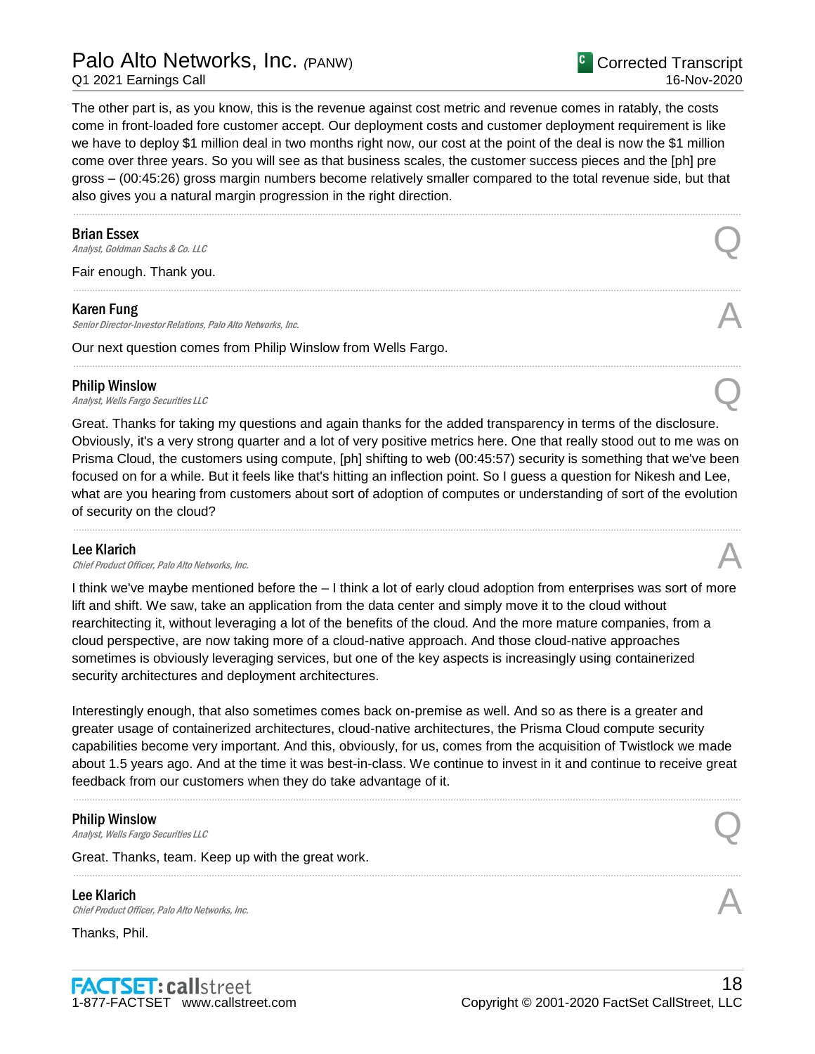The other part is, as you know, this is the revenue against cost metric and revenue comes in ratably, the costs come in front-loaded fore customer accept. Our deployment costs and customer deployment requirement is like we have to deploy $1 million deal in two months right now, our cost at the point of the deal is now the $1 million come over three years. So you will see as that business scales, the customer success pieces and the [ph] pre gross – (00:45:26) gross margin numbers become relatively smaller compared to the total revenue side, but that also gives you a natural margin progression in the right direction.

---

**Brian Essex**
*Analyst, Goldman Sachs & Co. LLC*

Q

Fair enough. Thank you.

---

**Karen Fung**
*Senior Director-Investor Relations, Palo Alto Networks, Inc.*

A

Our next question comes from Philip Winslow from Wells Fargo.

---

**Philip Winslow**
*Analyst, Wells Fargo Securities LLC*

Q

Great. Thanks for taking my questions and again thanks for the added transparency in terms of the disclosure. Obviously, it's a very strong quarter and a lot of very positive metrics here. One that really stood out to me was on Prisma Cloud, the customers using compute, [ph] shifting to web (00:45:57) security is something that we've been focused on for a while. But it feels like that's hitting an inflection point. So I guess a question for Nikesh and Lee, what are you hearing from customers about sort of adoption of computes or understanding of sort of the evolution of security on the cloud?

---

**Lee Klarich**
*Chief Product Officer, Palo Alto Networks, Inc.*

A

I think we've maybe mentioned before the – I think a lot of early cloud adoption from enterprises was sort of more lift and shift. We saw, take an application from the data center and simply move it to the cloud without rearchitecting it, without leveraging a lot of the benefits of the cloud. And the more mature companies, from a cloud perspective, are now taking more of a cloud-native approach. And those cloud-native approaches sometimes is obviously leveraging services, but one of the key aspects is increasingly using containerized security architectures and deployment architectures.

Interestingly enough, that also sometimes comes back on-premise as well. And so as there is a greater and greater usage of containerized architectures, cloud-native architectures, the Prisma Cloud compute security capabilities become very important. And this, obviously, for us, comes from the acquisition of Twistlock we made about 1.5 years ago. And at the time it was best-in-class. We continue to invest in it and continue to receive great feedback from our customers when they do take advantage of it.

---

**Philip Winslow**
*Analyst, Wells Fargo Securities LLC*

Q

Great. Thanks, team. Keep up with the great work.

---

**Lee Klarich**
*Chief Product Officer, Palo Alto Networks, Inc.*

A

Thanks, Phil.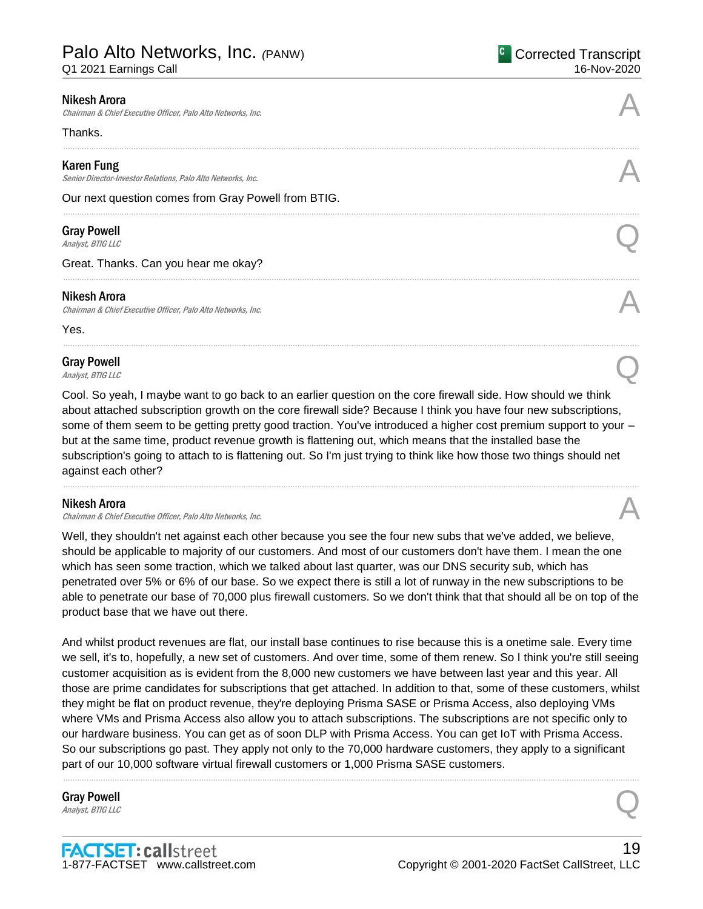**Nikesh Arora**
*Chairman & Chief Executive Officer, Palo Alto Networks, Inc.*

A

Thanks.

---

**Karen Fung**
*Senior Director-Investor Relations, Palo Alto Networks, Inc.*

A

Our next question comes from Gray Powell from BTIG.

---

**Gray Powell**
*Analyst, BTIG LLC*

Q

Great. Thanks. Can you hear me okay?

---

**Nikesh Arora**
*Chairman & Chief Executive Officer, Palo Alto Networks, Inc.*

A

Yes.

---

**Gray Powell**
*Analyst, BTIG LLC*

Q

Cool. So yeah, I maybe want to go back to an earlier question on the core firewall side. How should we think about attached subscription growth on the core firewall side? Because I think you have four new subscriptions, some of them seem to be getting pretty good traction. You've introduced a higher cost premium support to your – but at the same time, product revenue growth is flattening out, which means that the installed base the subscription's going to attach to is flattening out. So I'm just trying to think like how those two things should net against each other?

---

**Nikesh Arora**
*Chairman & Chief Executive Officer, Palo Alto Networks, Inc.*

A

Well, they shouldn't net against each other because you see the four new subs that we've added, we believe, should be applicable to majority of our customers. And most of our customers don't have them. I mean the one which has seen some traction, which we talked about last quarter, was our DNS security sub, which has penetrated over 5% or 6% of our base. So we expect there is still a lot of runway in the new subscriptions to be able to penetrate our base of 70,000 plus firewall customers. So we don't think that that should all be on top of the product base that we have out there.

And whilst product revenues are flat, our install base continues to rise because this is a onetime sale. Every time we sell, it's to, hopefully, a new set of customers. And over time, some of them renew. So I think you're still seeing customer acquisition as is evident from the 8,000 new customers we have between last year and this year. All those are prime candidates for subscriptions that get attached. In addition to that, some of these customers, whilst they might be flat on product revenue, they're deploying Prisma SASE or Prisma Access, also deploying VMs where VMs and Prisma Access also allow you to attach subscriptions. The subscriptions are not specific only to our hardware business. You can get as of soon DLP with Prisma Access. You can get IoT with Prisma Access. So our subscriptions go past. They apply not only to the 70,000 hardware customers, they apply to a significant part of our 10,000 software virtual firewall customers or 1,000 Prisma SASE customers.

---

**Gray Powell**
*Analyst, BTIG LLC*

Q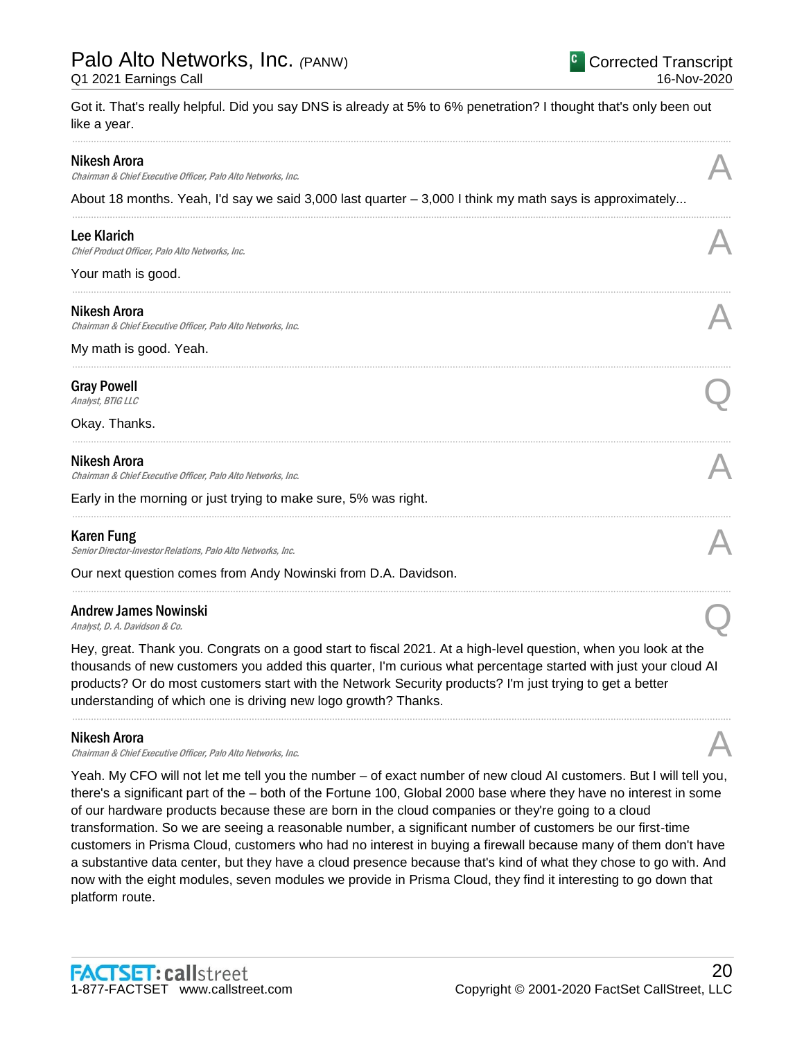Got it. That's really helpful. Did you say DNS is already at 5% to 6% penetration? I thought that's only been out like a year.

---

**Nikesh Arora**
*Chairman & Chief Executive Officer, Palo Alto Networks, Inc.* **A**

About 18 months. Yeah, I'd say we said 3,000 last quarter – 3,000 I think my math says is approximately...

---

**Lee Klarich**
*Chief Product Officer, Palo Alto Networks, Inc.* **A**

Your math is good.

---

**Nikesh Arora**
*Chairman & Chief Executive Officer, Palo Alto Networks, Inc.* **A**

My math is good. Yeah.

---

**Gray Powell**
*Analyst, BTIG LLC* **Q**

Okay. Thanks.

---

**Nikesh Arora**
*Chairman & Chief Executive Officer, Palo Alto Networks, Inc.* **A**

Early in the morning or just trying to make sure, 5% was right.

---

**Karen Fung**
*Senior Director-Investor Relations, Palo Alto Networks, Inc.* **A**

Our next question comes from Andy Nowinski from D.A. Davidson.

---

**Andrew James Nowinski**
*Analyst, D. A. Davidson & Co.* **Q**

Hey, great. Thank you. Congrats on a good start to fiscal 2021. At a high-level question, when you look at the thousands of new customers you added this quarter, I'm curious what percentage started with just your cloud AI products? Or do most customers start with the Network Security products? I'm just trying to get a better understanding of which one is driving new logo growth? Thanks.

---

**Nikesh Arora**
*Chairman & Chief Executive Officer, Palo Alto Networks, Inc.* **A**

Yeah. My CFO will not let me tell you the number – of exact number of new cloud AI customers. But I will tell you, there's a significant part of the – both of the Fortune 100, Global 2000 base where they have no interest in some of our hardware products because these are born in the cloud companies or they're going to a cloud transformation. So we are seeing a reasonable number, a significant number of customers be our first-time customers in Prisma Cloud, customers who had no interest in buying a firewall because many of them don't have a substantive data center, but they have a cloud presence because that's kind of what they chose to go with. And now with the eight modules, seven modules we provide in Prisma Cloud, they find it interesting to go down that platform route.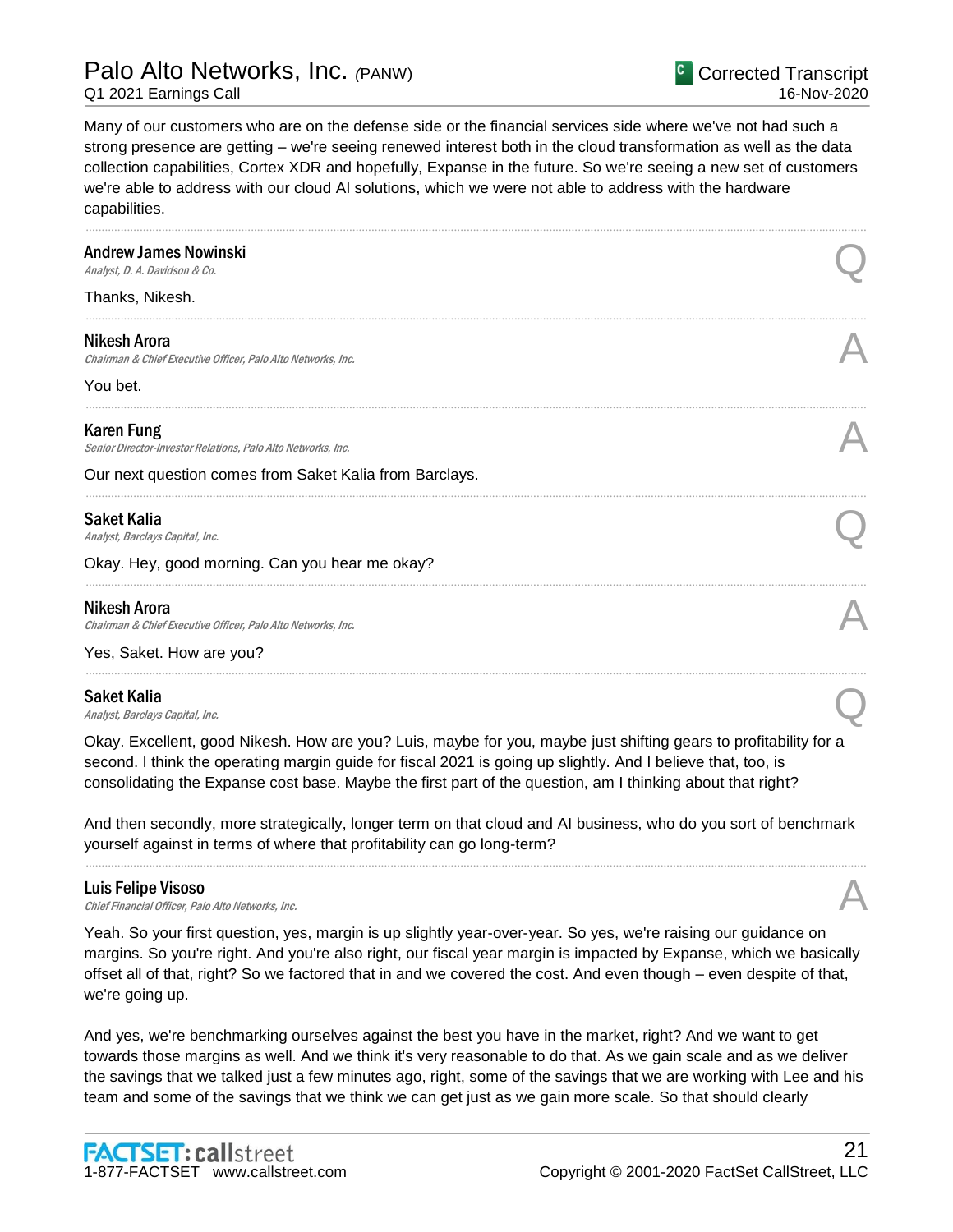Many of our customers who are on the defense side or the financial services side where we've not had such a strong presence are getting – we're seeing renewed interest both in the cloud transformation as well as the data collection capabilities, Cortex XDR and hopefully, Expanse in the future. So we're seeing a new set of customers we're able to address with our cloud AI solutions, which we were not able to address with the hardware capabilities.

---

**Andrew James Nowinski**
*Analyst, D. A. Davidson & Co.* **Q**

Thanks, Nikesh.

---

**Nikesh Arora**
*Chairman & Chief Executive Officer, Palo Alto Networks, Inc.* **A**

You bet.

---

**Karen Fung**
*Senior Director-Investor Relations, Palo Alto Networks, Inc.* **A**

Our next question comes from Saket Kalia from Barclays.

---

**Saket Kalia**
*Analyst, Barclays Capital, Inc.* **Q**

Okay. Hey, good morning. Can you hear me okay?

---

**Nikesh Arora**
*Chairman & Chief Executive Officer, Palo Alto Networks, Inc.* **A**

Yes, Saket. How are you?

---

**Saket Kalia**
*Analyst, Barclays Capital, Inc.* **Q**

Okay. Excellent, good Nikesh. How are you? Luis, maybe for you, maybe just shifting gears to profitability for a second. I think the operating margin guide for fiscal 2021 is going up slightly. And I believe that, too, is consolidating the Expanse cost base. Maybe the first part of the question, am I thinking about that right?

And then secondly, more strategically, longer term on that cloud and AI business, who do you sort of benchmark yourself against in terms of where that profitability can go long-term?

---

**Luis Felipe Visoso**
*Chief Financial Officer, Palo Alto Networks, Inc.* **A**

Yeah. So your first question, yes, margin is up slightly year-over-year. So yes, we're raising our guidance on margins. So you're right. And you're also right, our fiscal year margin is impacted by Expanse, which we basically offset all of that, right? So we factored that in and we covered the cost. And even though – even despite of that, we're going up.

And yes, we're benchmarking ourselves against the best you have in the market, right? And we want to get towards those margins as well. And we think it's very reasonable to do that. As we gain scale and as we deliver the savings that we talked just a few minutes ago, right, some of the savings that we are working with Lee and his team and some of the savings that we think we can get just as we gain more scale. So that should clearly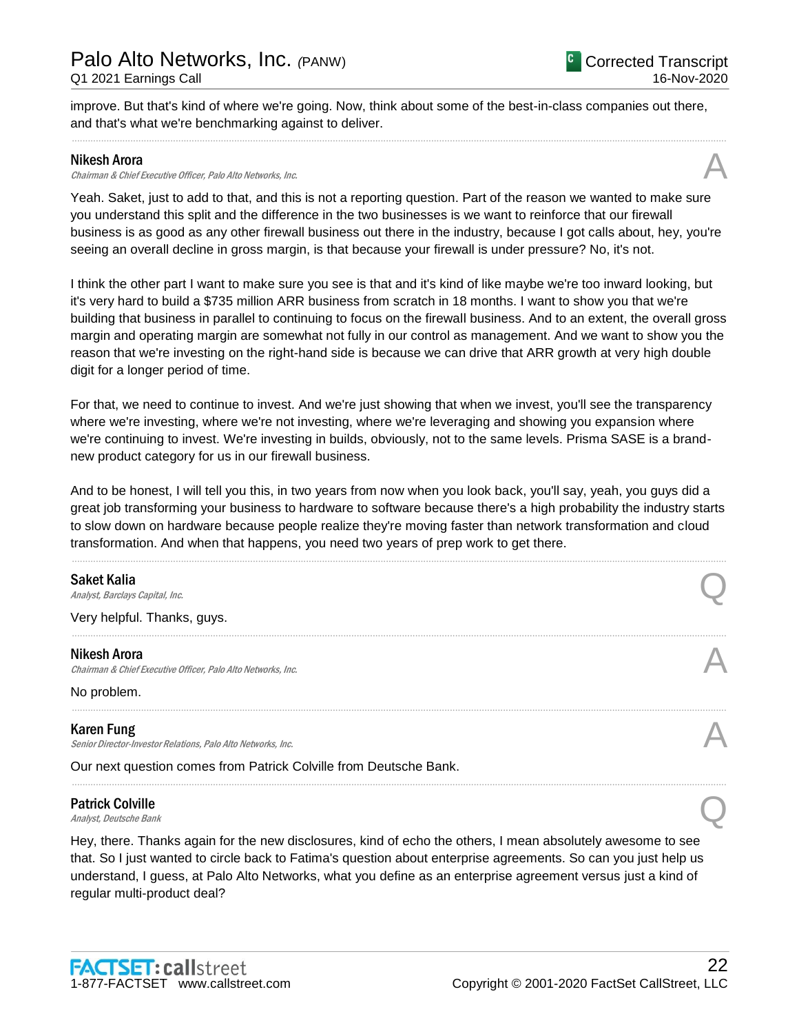improve. But that's kind of where we're going. Now, think about some of the best-in-class companies out there, and that's what we're benchmarking against to deliver.

---

**Nikesh Arora**
*Chairman & Chief Executive Officer, Palo Alto Networks, Inc.*

A

Yeah. Saket, just to add to that, and this is not a reporting question. Part of the reason we wanted to make sure you understand this split and the difference in the two businesses is we want to reinforce that our firewall business is as good as any other firewall business out there in the industry, because I got calls about, hey, you're seeing an overall decline in gross margin, is that because your firewall is under pressure? No, it's not.

I think the other part I want to make sure you see is that and it's kind of like maybe we're too inward looking, but it's very hard to build a $735 million ARR business from scratch in 18 months. I want to show you that we're building that business in parallel to continuing to focus on the firewall business. And to an extent, the overall gross margin and operating margin are somewhat not fully in our control as management. And we want to show you the reason that we're investing on the right-hand side is because we can drive that ARR growth at very high double digit for a longer period of time.

For that, we need to continue to invest. And we're just showing that when we invest, you'll see the transparency where we're investing, where we're not investing, where we're leveraging and showing you expansion where we're continuing to invest. We're investing in builds, obviously, not to the same levels. Prisma SASE is a brand-new product category for us in our firewall business.

And to be honest, I will tell you this, in two years from now when you look back, you'll say, yeah, you guys did a great job transforming your business to hardware to software because there's a high probability the industry starts to slow down on hardware because people realize they're moving faster than network transformation and cloud transformation. And when that happens, you need two years of prep work to get there.

---

**Saket Kalia**
*Analyst, Barclays Capital, Inc.*

Q

Very helpful. Thanks, guys.

---

**Nikesh Arora**
*Chairman & Chief Executive Officer, Palo Alto Networks, Inc.*

A

No problem.

---

**Karen Fung**
*Senior Director-Investor Relations, Palo Alto Networks, Inc.*

A

Our next question comes from Patrick Colville from Deutsche Bank.

---

**Patrick Colville**
*Analyst, Deutsche Bank*

Q

Hey, there. Thanks again for the new disclosures, kind of echo the others, I mean absolutely awesome to see that. So I just wanted to circle back to Fatima's question about enterprise agreements. So can you just help us understand, I guess, at Palo Alto Networks, what you define as an enterprise agreement versus just a kind of regular multi-product deal?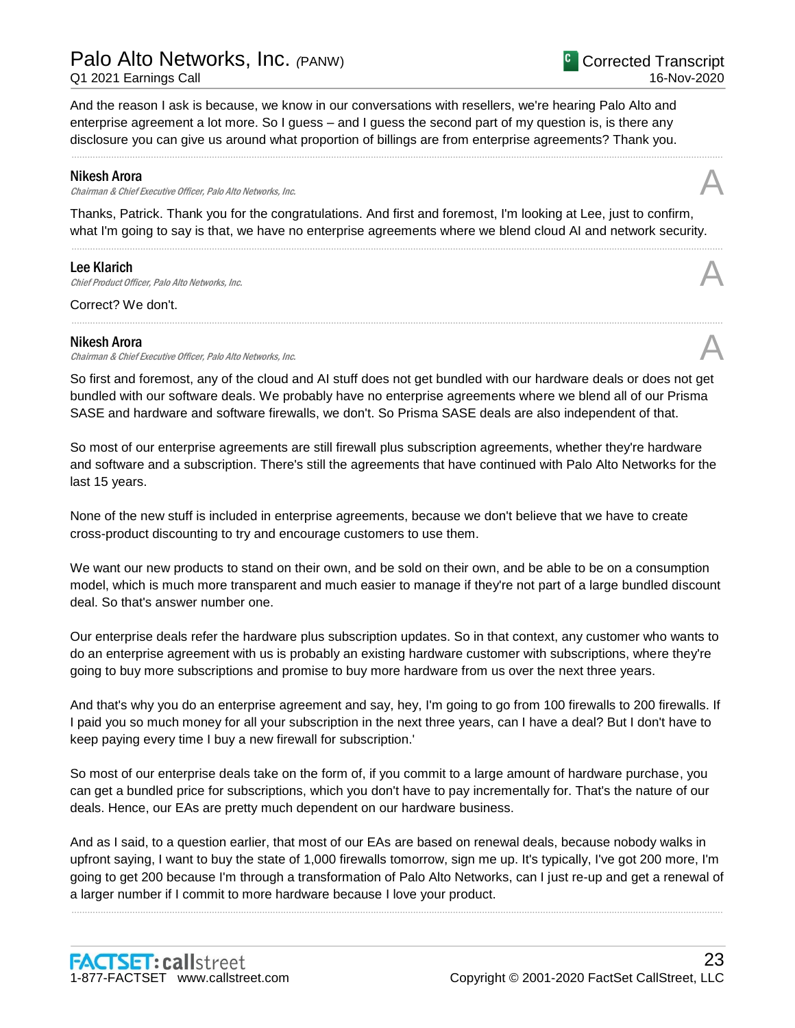And the reason I ask is because, we know in our conversations with resellers, we're hearing Palo Alto and enterprise agreement a lot more. So I guess – and I guess the second part of my question is, is there any disclosure you can give us around what proportion of billings are from enterprise agreements? Thank you.

---

**Nikesh Arora**
*Chairman & Chief Executive Officer, Palo Alto Networks, Inc.*

A

Thanks, Patrick. Thank you for the congratulations. And first and foremost, I'm looking at Lee, just to confirm, what I'm going to say is that, we have no enterprise agreements where we blend cloud AI and network security.

---

**Lee Klarich**
*Chief Product Officer, Palo Alto Networks, Inc.*

A

Correct? We don't.

---

**Nikesh Arora**
*Chairman & Chief Executive Officer, Palo Alto Networks, Inc.*

A

So first and foremost, any of the cloud and AI stuff does not get bundled with our hardware deals or does not get bundled with our software deals. We probably have no enterprise agreements where we blend all of our Prisma SASE and hardware and software firewalls, we don't. So Prisma SASE deals are also independent of that.

So most of our enterprise agreements are still firewall plus subscription agreements, whether they're hardware and software and a subscription. There's still the agreements that have continued with Palo Alto Networks for the last 15 years.

None of the new stuff is included in enterprise agreements, because we don't believe that we have to create cross-product discounting to try and encourage customers to use them.

We want our new products to stand on their own, and be sold on their own, and be able to be on a consumption model, which is much more transparent and much easier to manage if they're not part of a large bundled discount deal. So that's answer number one.

Our enterprise deals refer the hardware plus subscription updates. So in that context, any customer who wants to do an enterprise agreement with us is probably an existing hardware customer with subscriptions, where they're going to buy more subscriptions and promise to buy more hardware from us over the next three years.

And that's why you do an enterprise agreement and say, hey, I'm going to go from 100 firewalls to 200 firewalls. If I paid you so much money for all your subscription in the next three years, can I have a deal? But I don't have to keep paying every time I buy a new firewall for subscription.'

So most of our enterprise deals take on the form of, if you commit to a large amount of hardware purchase, you can get a bundled price for subscriptions, which you don't have to pay incrementally for. That's the nature of our deals. Hence, our EAs are pretty much dependent on our hardware business.

And as I said, to a question earlier, that most of our EAs are based on renewal deals, because nobody walks in upfront saying, I want to buy the state of 1,000 firewalls tomorrow, sign me up. It's typically, I've got 200 more, I'm going to get 200 because I'm through a transformation of Palo Alto Networks, can I just re-up and get a renewal of a larger number if I commit to more hardware because I love your product.

---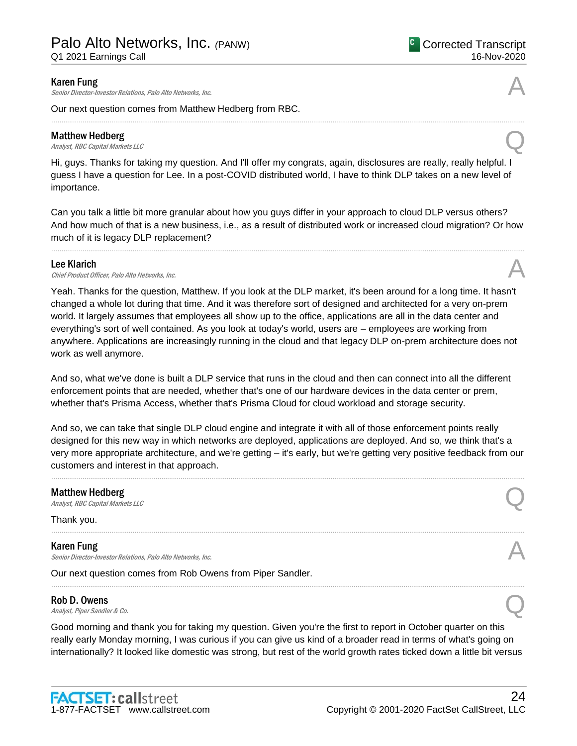**Karen Fung**
*Senior Director-Investor Relations, Palo Alto Networks, Inc.*

A

Our next question comes from Matthew Hedberg from RBC.

---

**Matthew Hedberg**
*Analyst, RBC Capital Markets LLC*

Q

Hi, guys. Thanks for taking my question. And I'll offer my congrats, again, disclosures are really, really helpful. I guess I have a question for Lee. In a post-COVID distributed world, I have to think DLP takes on a new level of importance.

Can you talk a little bit more granular about how you guys differ in your approach to cloud DLP versus others? And how much of that is a new business, i.e., as a result of distributed work or increased cloud migration? Or how much of it is legacy DLP replacement?

---

**Lee Klarich**
*Chief Product Officer, Palo Alto Networks, Inc.*

A

Yeah. Thanks for the question, Matthew. If you look at the DLP market, it's been around for a long time. It hasn't changed a whole lot during that time. And it was therefore sort of designed and architected for a very on-prem world. It largely assumes that employees all show up to the office, applications are all in the data center and everything's sort of well contained. As you look at today's world, users are – employees are working from anywhere. Applications are increasingly running in the cloud and that legacy DLP on-prem architecture does not work as well anymore.

And so, what we've done is built a DLP service that runs in the cloud and then can connect into all the different enforcement points that are needed, whether that's one of our hardware devices in the data center or prem, whether that's Prisma Access, whether that's Prisma Cloud for cloud workload and storage security.

And so, we can take that single DLP cloud engine and integrate it with all of those enforcement points really designed for this new way in which networks are deployed, applications are deployed. And so, we think that's a very more appropriate architecture, and we're getting – it's early, but we're getting very positive feedback from our customers and interest in that approach.

---

**Matthew Hedberg**
*Analyst, RBC Capital Markets LLC*

Q

Thank you.

---

**Karen Fung**
*Senior Director-Investor Relations, Palo Alto Networks, Inc.*

A

Our next question comes from Rob Owens from Piper Sandler.

---

**Rob D. Owens**
*Analyst, Piper Sandler & Co.*

Q

Good morning and thank you for taking my question. Given you're the first to report in October quarter on this really early Monday morning, I was curious if you can give us kind of a broader read in terms of what's going on internationally? It looked like domestic was strong, but rest of the world growth rates ticked down a little bit versus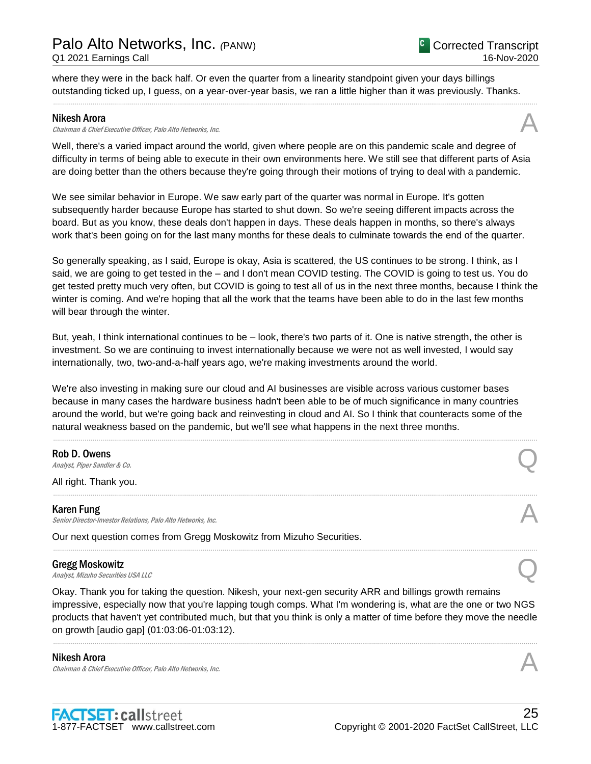where they were in the back half. Or even the quarter from a linearity standpoint given your days billings outstanding ticked up, I guess, on a year-over-year basis, we ran a little higher than it was previously. Thanks.

---

**Nikesh Arora**
*Chairman & Chief Executive Officer, Palo Alto Networks, Inc.* **A**

Well, there's a varied impact around the world, given where people are on this pandemic scale and degree of difficulty in terms of being able to execute in their own environments here. We still see that different parts of Asia are doing better than the others because they're going through their motions of trying to deal with a pandemic.

We see similar behavior in Europe. We saw early part of the quarter was normal in Europe. It's gotten subsequently harder because Europe has started to shut down. So we're seeing different impacts across the board. But as you know, these deals don't happen in days. These deals happen in months, so there's always work that's been going on for the last many months for these deals to culminate towards the end of the quarter.

So generally speaking, as I said, Europe is okay, Asia is scattered, the US continues to be strong. I think, as I said, we are going to get tested in the – and I don't mean COVID testing. The COVID is going to test us. You do get tested pretty much very often, but COVID is going to test all of us in the next three months, because I think the winter is coming. And we're hoping that all the work that the teams have been able to do in the last few months will bear through the winter.

But, yeah, I think international continues to be – look, there's two parts of it. One is native strength, the other is investment. So we are continuing to invest internationally because we were not as well invested, I would say internationally, two, two-and-a-half years ago, we're making investments around the world.

We're also investing in making sure our cloud and AI businesses are visible across various customer bases because in many cases the hardware business hadn't been able to be of much significance in many countries around the world, but we're going back and reinvesting in cloud and AI. So I think that counteracts some of the natural weakness based on the pandemic, but we'll see what happens in the next three months.

---

**Rob D. Owens**
*Analyst, Piper Sandler & Co.* **Q**

All right. Thank you.

---

**Karen Fung**
*Senior Director-Investor Relations, Palo Alto Networks, Inc.* **A**

Our next question comes from Gregg Moskowitz from Mizuho Securities.

---

**Gregg Moskowitz**
*Analyst, Mizuho Securities USA LLC* **Q**

Okay. Thank you for taking the question. Nikesh, your next-gen security ARR and billings growth remains impressive, especially now that you're lapping tough comps. What I'm wondering is, what are the one or two NGS products that haven't yet contributed much, but that you think is only a matter of time before they move the needle on growth [audio gap] (01:03:06-01:03:12).

---

**Nikesh Arora**
*Chairman & Chief Executive Officer, Palo Alto Networks, Inc.* **A**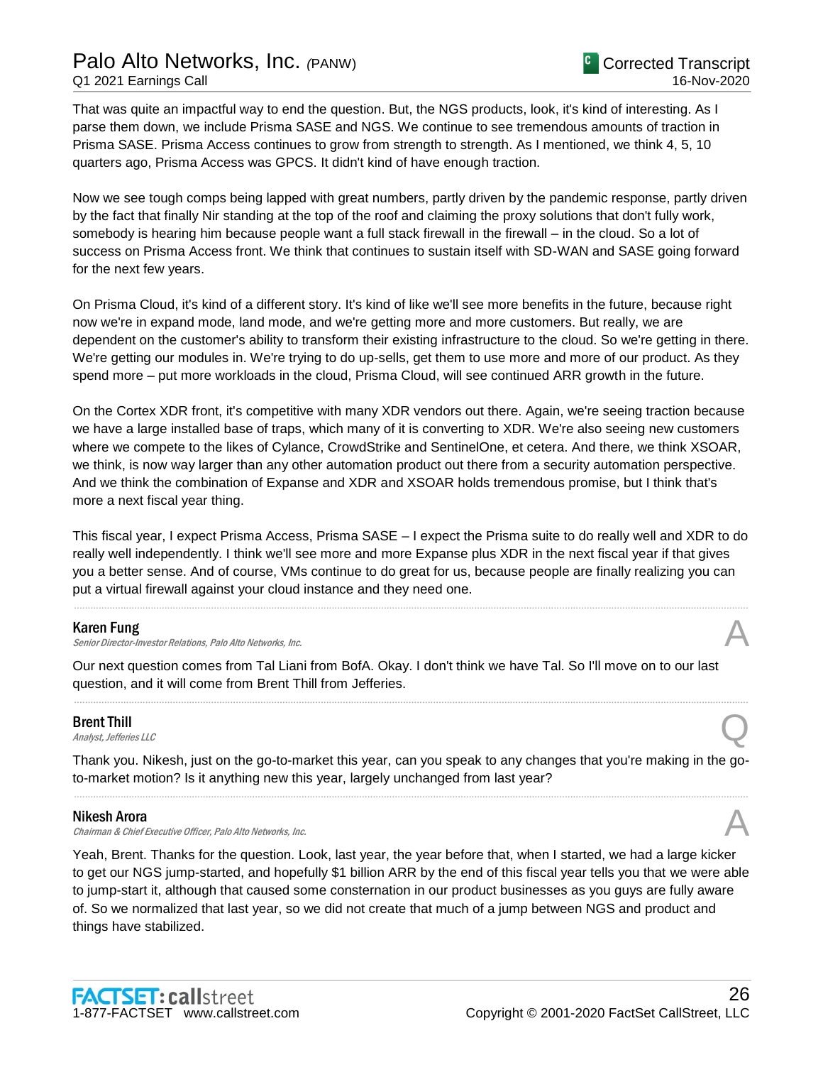That was quite an impactful way to end the question. But, the NGS products, look, it's kind of interesting. As I parse them down, we include Prisma SASE and NGS. We continue to see tremendous amounts of traction in Prisma SASE. Prisma Access continues to grow from strength to strength. As I mentioned, we think 4, 5, 10 quarters ago, Prisma Access was GPCS. It didn't kind of have enough traction.

Now we see tough comps being lapped with great numbers, partly driven by the pandemic response, partly driven by the fact that finally Nir standing at the top of the roof and claiming the proxy solutions that don't fully work, somebody is hearing him because people want a full stack firewall in the firewall – in the cloud. So a lot of success on Prisma Access front. We think that continues to sustain itself with SD-WAN and SASE going forward for the next few years.

On Prisma Cloud, it's kind of a different story. It's kind of like we'll see more benefits in the future, because right now we're in expand mode, land mode, and we're getting more and more customers. But really, we are dependent on the customer's ability to transform their existing infrastructure to the cloud. So we're getting in there. We're getting our modules in. We're trying to do up-sells, get them to use more and more of our product. As they spend more – put more workloads in the cloud, Prisma Cloud, will see continued ARR growth in the future.

On the Cortex XDR front, it's competitive with many XDR vendors out there. Again, we're seeing traction because we have a large installed base of traps, which many of it is converting to XDR. We're also seeing new customers where we compete to the likes of Cylance, CrowdStrike and SentinelOne, et cetera. And there, we think XSOAR, we think, is now way larger than any other automation product out there from a security automation perspective. And we think the combination of Expanse and XDR and XSOAR holds tremendous promise, but I think that's more a next fiscal year thing.

This fiscal year, I expect Prisma Access, Prisma SASE – I expect the Prisma suite to do really well and XDR to do really well independently. I think we'll see more and more Expanse plus XDR in the next fiscal year if that gives you a better sense. And of course, VMs continue to do great for us, because people are finally realizing you can put a virtual firewall against your cloud instance and they need one.

---

**Karen Fung**
*Senior Director-Investor Relations, Palo Alto Networks, Inc.* — A

Our next question comes from Tal Liani from BofA. Okay. I don't think we have Tal. So I'll move on to our last question, and it will come from Brent Thill from Jefferies.

---

**Brent Thill**
*Analyst, Jefferies LLC* — Q

Thank you. Nikesh, just on the go-to-market this year, can you speak to any changes that you're making in the go-to-market motion? Is it anything new this year, largely unchanged from last year?

---

**Nikesh Arora**
*Chairman & Chief Executive Officer, Palo Alto Networks, Inc.* — A

Yeah, Brent. Thanks for the question. Look, last year, the year before that, when I started, we had a large kicker to get our NGS jump-started, and hopefully $1 billion ARR by the end of this fiscal year tells you that we were able to jump-start it, although that caused some consternation in our product businesses as you guys are fully aware of. So we normalized that last year, so we did not create that much of a jump between NGS and product and things have stabilized.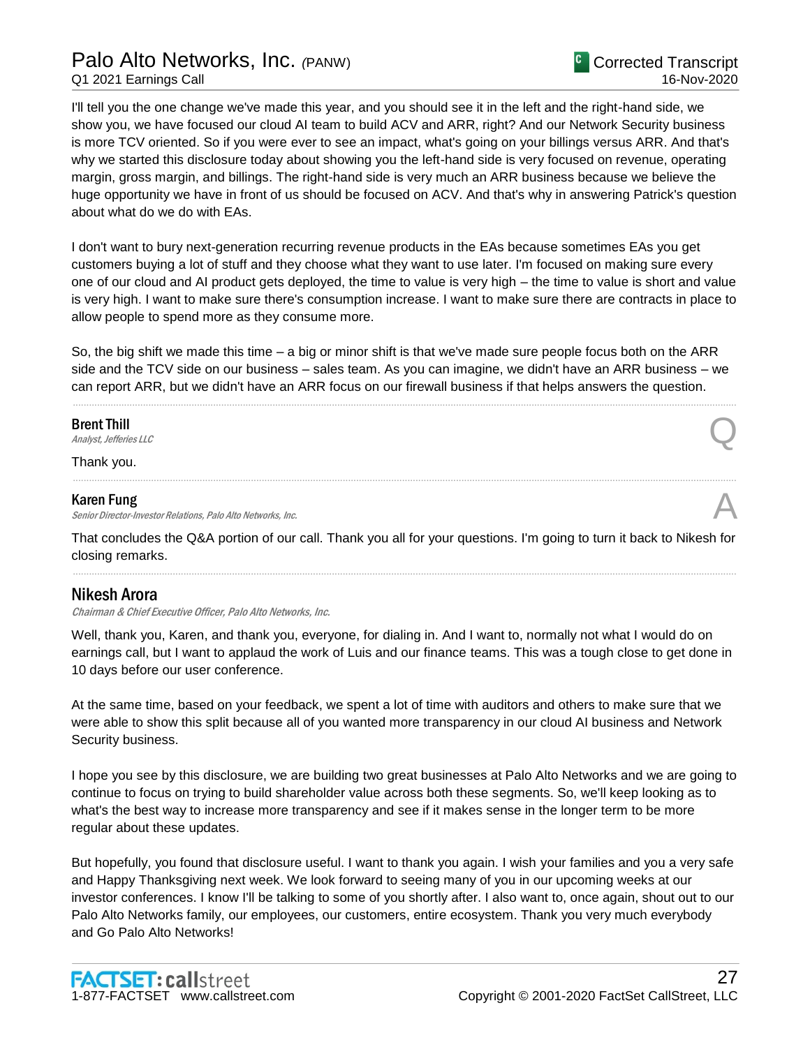I'll tell you the one change we've made this year, and you should see it in the left and the right-hand side, we show you, we have focused our cloud AI team to build ACV and ARR, right? And our Network Security business is more TCV oriented. So if you were ever to see an impact, what's going on your billings versus ARR. And that's why we started this disclosure today about showing you the left-hand side is very focused on revenue, operating margin, gross margin, and billings. The right-hand side is very much an ARR business because we believe the huge opportunity we have in front of us should be focused on ACV. And that's why in answering Patrick's question about what do we do with EAs.

I don't want to bury next-generation recurring revenue products in the EAs because sometimes EAs you get customers buying a lot of stuff and they choose what they want to use later. I'm focused on making sure every one of our cloud and AI product gets deployed, the time to value is very high – the time to value is short and value is very high. I want to make sure there's consumption increase. I want to make sure there are contracts in place to allow people to spend more as they consume more.

So, the big shift we made this time – a big or minor shift is that we've made sure people focus both on the ARR side and the TCV side on our business – sales team. As you can imagine, we didn't have an ARR business – we can report ARR, but we didn't have an ARR focus on our firewall business if that helps answers the question.

---

**Brent Thill**
*Analyst, Jefferies LLC*

Q

Thank you.

---

**Karen Fung**
*Senior Director-Investor Relations, Palo Alto Networks, Inc.*

A

That concludes the Q&A portion of our call. Thank you all for your questions. I'm going to turn it back to Nikesh for closing remarks.

---

## Nikesh Arora

*Chairman & Chief Executive Officer, Palo Alto Networks, Inc.*

Well, thank you, Karen, and thank you, everyone, for dialing in. And I want to, normally not what I would do on earnings call, but I want to applaud the work of Luis and our finance teams. This was a tough close to get done in 10 days before our user conference.

At the same time, based on your feedback, we spent a lot of time with auditors and others to make sure that we were able to show this split because all of you wanted more transparency in our cloud AI business and Network Security business.

I hope you see by this disclosure, we are building two great businesses at Palo Alto Networks and we are going to continue to focus on trying to build shareholder value across both these segments. So, we'll keep looking as to what's the best way to increase more transparency and see if it makes sense in the longer term to be more regular about these updates.

But hopefully, you found that disclosure useful. I want to thank you again. I wish your families and you a very safe and Happy Thanksgiving next week. We look forward to seeing many of you in our upcoming weeks at our investor conferences. I know I'll be talking to some of you shortly after. I also want to, once again, shout out to our Palo Alto Networks family, our employees, our customers, entire ecosystem. Thank you very much everybody and Go Palo Alto Networks!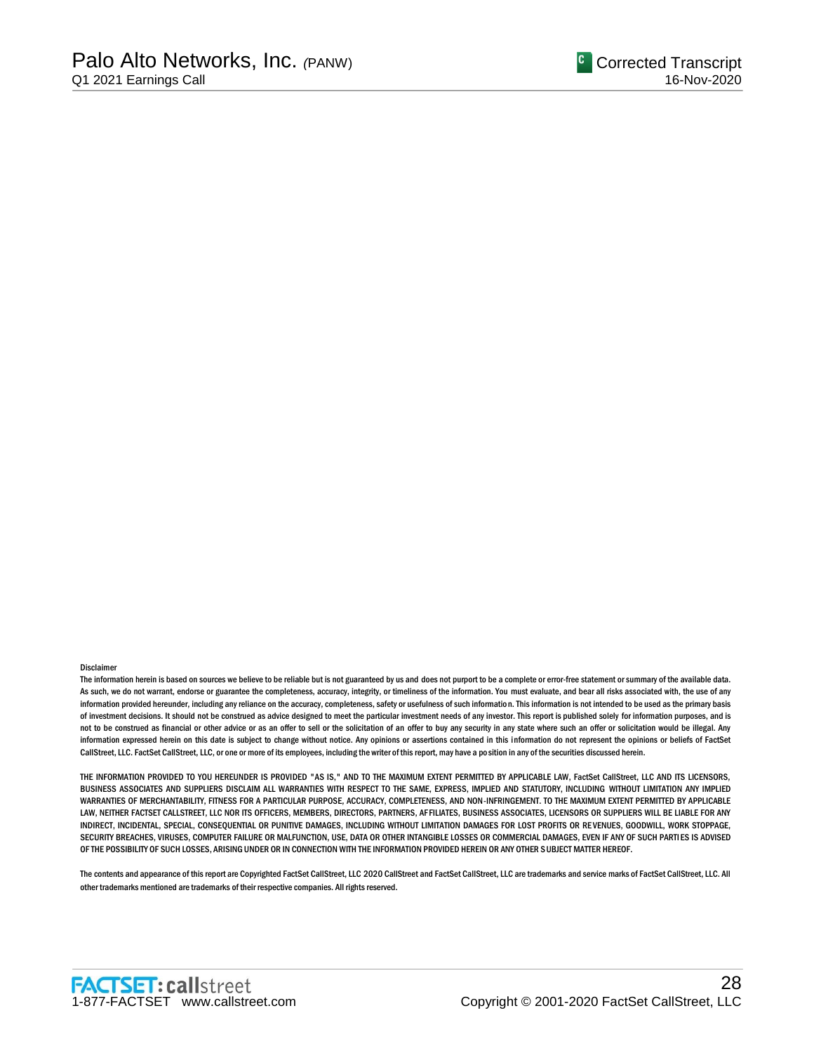Disclaimer

The information herein is based on sources we believe to be reliable but is not guaranteed by us and does not purport to be a complete or error-free statement or summary of the available data. As such, we do not warrant, endorse or guarantee the completeness, accuracy, integrity, or timeliness of the information. You must evaluate, and bear all risks associated with, the use of any information provided hereunder, including any reliance on the accuracy, completeness, safety or usefulness of such information. This information is not intended to be used as the primary basis of investment decisions. It should not be construed as advice designed to meet the particular investment needs of any investor. This report is published solely for information purposes, and is not to be construed as financial or other advice or as an offer to sell or the solicitation of an offer to buy any security in any state where such an offer or solicitation would be illegal. Any information expressed herein on this date is subject to change without notice. Any opinions or assertions contained in this information do not represent the opinions or beliefs of FactSet CallStreet, LLC. FactSet CallStreet, LLC, or one or more of its employees, including the writer of this report, may have a position in any of the securities discussed herein.

THE INFORMATION PROVIDED TO YOU HEREUNDER IS PROVIDED "AS IS," AND TO THE MAXIMUM EXTENT PERMITTED BY APPLICABLE LAW, FactSet CallStreet, LLC AND ITS LICENSORS, BUSINESS ASSOCIATES AND SUPPLIERS DISCLAIM ALL WARRANTIES WITH RESPECT TO THE SAME, EXPRESS, IMPLIED AND STATUTORY, INCLUDING WITHOUT LIMITATION ANY IMPLIED WARRANTIES OF MERCHANTABILITY, FITNESS FOR A PARTICULAR PURPOSE, ACCURACY, COMPLETENESS, AND NON-INFRINGEMENT. TO THE MAXIMUM EXTENT PERMITTED BY APPLICABLE LAW, NEITHER FACTSET CALLSTREET, LLC NOR ITS OFFICERS, MEMBERS, DIRECTORS, PARTNERS, AFFILIATES, BUSINESS ASSOCIATES, LICENSORS OR SUPPLIERS WILL BE LIABLE FOR ANY INDIRECT, INCIDENTAL, SPECIAL, CONSEQUENTIAL OR PUNITIVE DAMAGES, INCLUDING WITHOUT LIMITATION DAMAGES FOR LOST PROFITS OR REVENUES, GOODWILL, WORK STOPPAGE, SECURITY BREACHES, VIRUSES, COMPUTER FAILURE OR MALFUNCTION, USE, DATA OR OTHER INTANGIBLE LOSSES OR COMMERCIAL DAMAGES, EVEN IF ANY OF SUCH PARTIES IS ADVISED OF THE POSSIBILITY OF SUCH LOSSES, ARISING UNDER OR IN CONNECTION WITH THE INFORMATION PROVIDED HEREIN OR ANY OTHER SUBJECT MATTER HEREOF.

The contents and appearance of this report are Copyrighted FactSet CallStreet, LLC 2020 CallStreet and FactSet CallStreet, LLC are trademarks and service marks of FactSet CallStreet, LLC. All other trademarks mentioned are trademarks of their respective companies. All rights reserved.